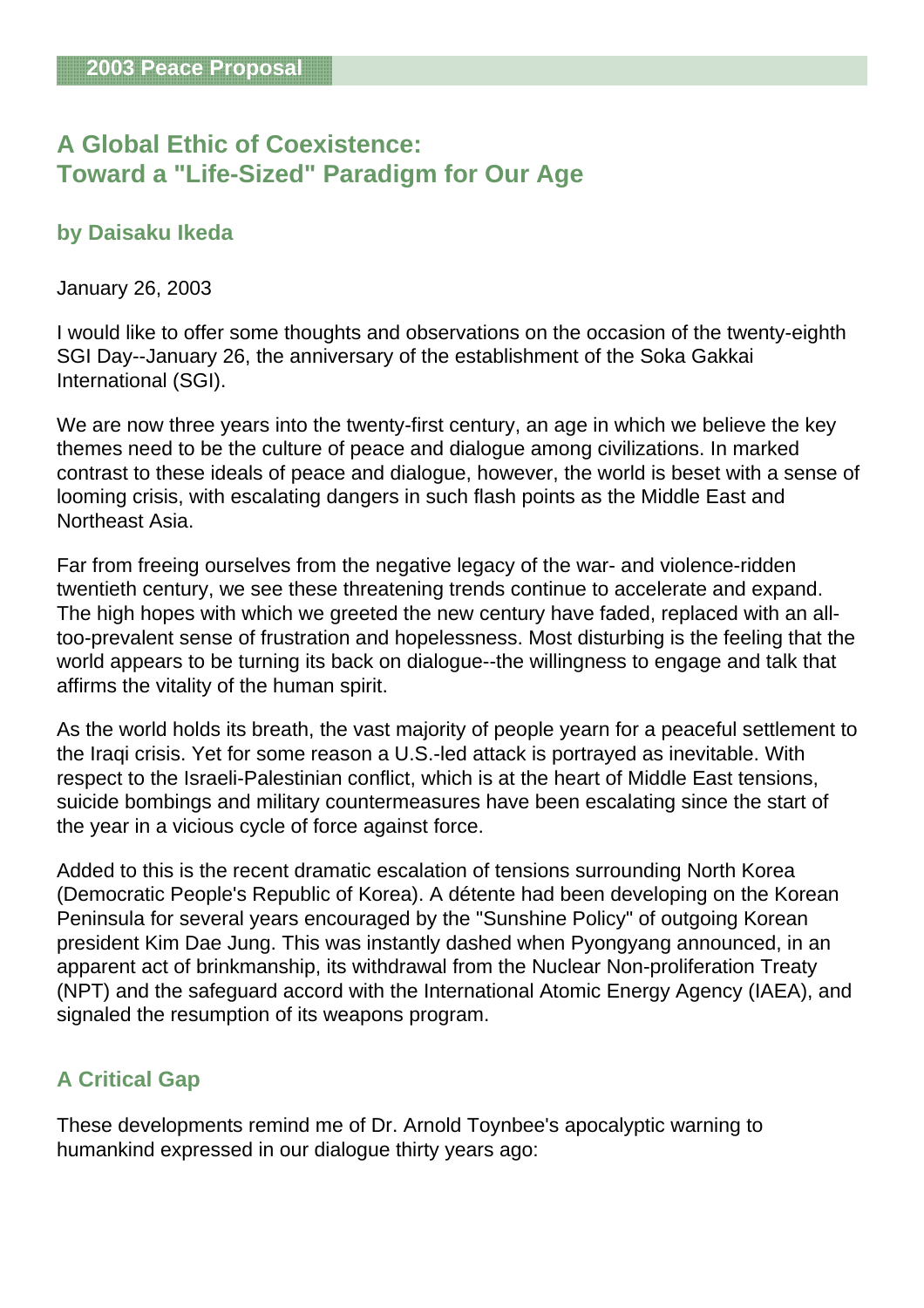2003 Peace Proposal

# A Global Ethic of Coexistence: Toward a "Life-Sized" Paradigm for Our Age

### by Daisaku Ikeda

January 26, 2003

I would like to offer some thoughts and observations on the occasion of the twenty-eighth SGI Day--January 26, the anniversary of the establishment of the Soka Gakkai International (SGI).

We are now three years into the twenty-first century, an age in which we believe the key themes need to be the culture of peace and dialogue among civilizations. In marked contrast to these ideals of peace and dialogue, however, the world is beset with a sense of looming crisis, with escalating dangers in such flash points as the Middle East and Northeast Asia.

Far from freeing ourselves from the negative legacy of the war- and violence-ridden twentieth century, we see these threatening trends continue to accelerate and expand. The high hopes with which we greeted the new century have faded, replaced with an all-too-prevalent sense of frustration and hopelessness. Most disturbing is the feeling that the world appears to be turning its back on dialogue--the willingness to engage and talk that affirms the vitality of the human spirit.

As the world holds its breath, the vast majority of people yearn for a peaceful settlement to the Iraqi crisis. Yet for some reason a U.S.-led attack is portrayed as inevitable. With respect to the Israeli-Palestinian conflict, which is at the heart of Middle East tensions, suicide bombings and military countermeasures have been escalating since the start of the year in a vicious cycle of force against force.

Added to this is the recent dramatic escalation of tensions surrounding North Korea (Democratic People's Republic of Korea). A détente had been developing on the Korean Peninsula for several years encouraged by the "Sunshine Policy" of outgoing Korean president Kim Dae Jung. This was instantly dashed when Pyongyang announced, in an apparent act of brinkmanship, its withdrawal from the Nuclear Non-proliferation Treaty (NPT) and the safeguard accord with the International Atomic Energy Agency (IAEA), and signaled the resumption of its weapons program.

## A Critical Gap

These developments remind me of Dr. Arnold Toynbee's apocalyptic warning to humankind expressed in our dialogue thirty years ago: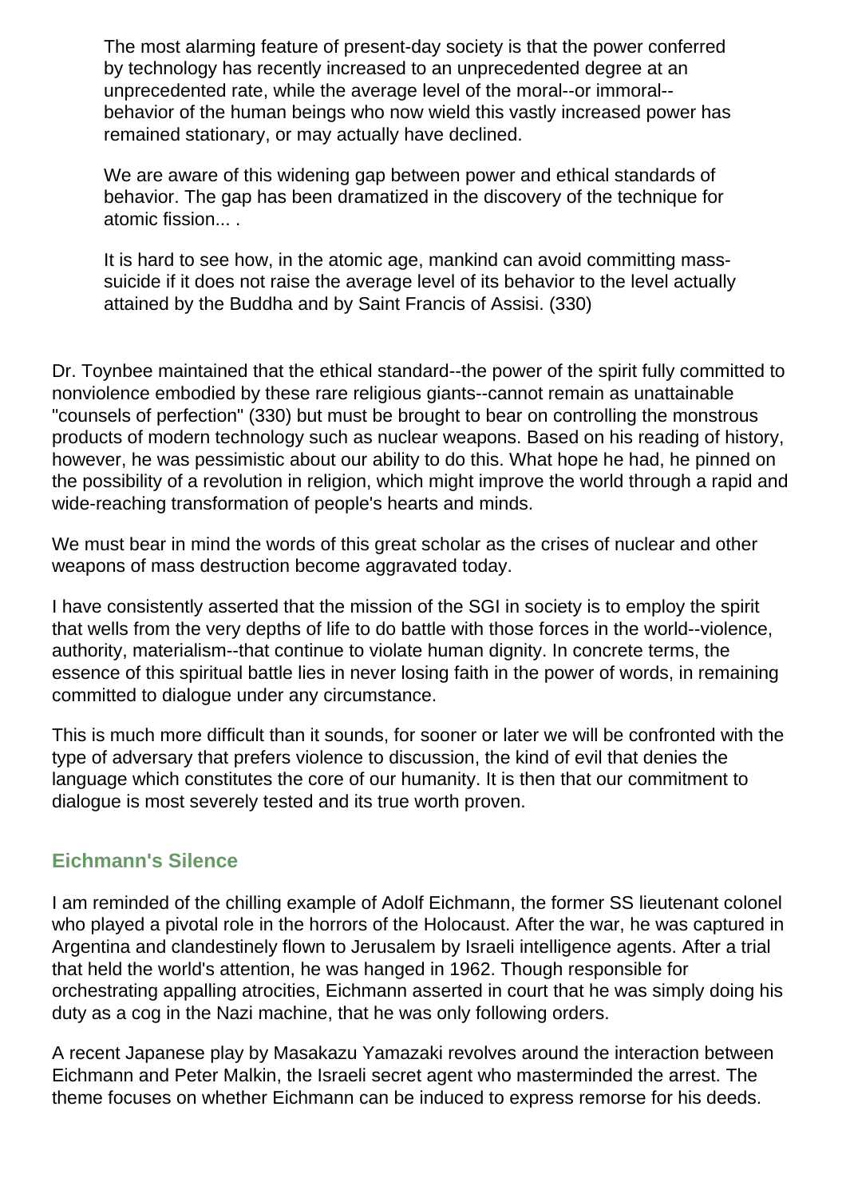> The most alarming feature of present-day society is that the power conferred by technology has recently increased to an unprecedented degree at an unprecedented rate, while the average level of the moral--or immoral--behavior of the human beings who now wield this vastly increased power has remained stationary, or may actually have declined.
>
> We are aware of this widening gap between power and ethical standards of behavior. The gap has been dramatized in the discovery of the technique for atomic fission... .
>
> It is hard to see how, in the atomic age, mankind can avoid committing mass-suicide if it does not raise the average level of its behavior to the level actually attained by the Buddha and by Saint Francis of Assisi. (330)

Dr. Toynbee maintained that the ethical standard--the power of the spirit fully committed to nonviolence embodied by these rare religious giants--cannot remain as unattainable "counsels of perfection" (330) but must be brought to bear on controlling the monstrous products of modern technology such as nuclear weapons. Based on his reading of history, however, he was pessimistic about our ability to do this. What hope he had, he pinned on the possibility of a revolution in religion, which might improve the world through a rapid and wide-reaching transformation of people's hearts and minds.

We must bear in mind the words of this great scholar as the crises of nuclear and other weapons of mass destruction become aggravated today.

I have consistently asserted that the mission of the SGI in society is to employ the spirit that wells from the very depths of life to do battle with those forces in the world--violence, authority, materialism--that continue to violate human dignity. In concrete terms, the essence of this spiritual battle lies in never losing faith in the power of words, in remaining committed to dialogue under any circumstance.

This is much more difficult than it sounds, for sooner or later we will be confronted with the type of adversary that prefers violence to discussion, the kind of evil that denies the language which constitutes the core of our humanity. It is then that our commitment to dialogue is most severely tested and its true worth proven.

## Eichmann's Silence

I am reminded of the chilling example of Adolf Eichmann, the former SS lieutenant colonel who played a pivotal role in the horrors of the Holocaust. After the war, he was captured in Argentina and clandestinely flown to Jerusalem by Israeli intelligence agents. After a trial that held the world's attention, he was hanged in 1962. Though responsible for orchestrating appalling atrocities, Eichmann asserted in court that he was simply doing his duty as a cog in the Nazi machine, that he was only following orders.

A recent Japanese play by Masakazu Yamazaki revolves around the interaction between Eichmann and Peter Malkin, the Israeli secret agent who masterminded the arrest. The theme focuses on whether Eichmann can be induced to express remorse for his deeds.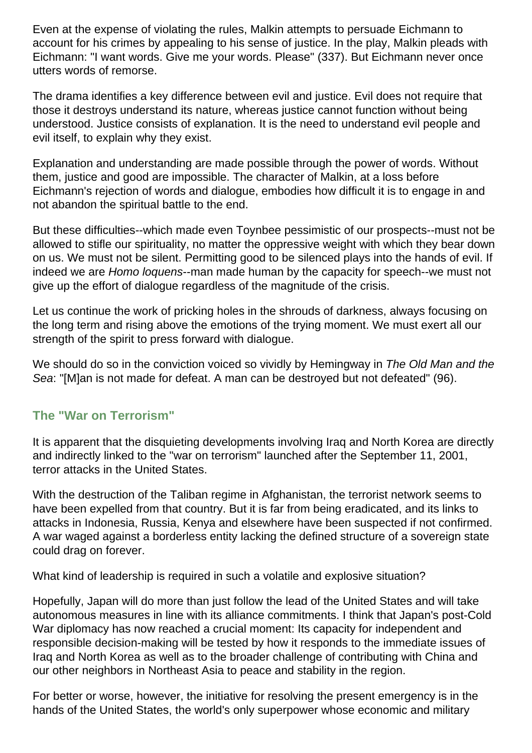Even at the expense of violating the rules, Malkin attempts to persuade Eichmann to account for his crimes by appealing to his sense of justice. In the play, Malkin pleads with Eichmann: "I want words. Give me your words. Please" (337). But Eichmann never once utters words of remorse.

The drama identifies a key difference between evil and justice. Evil does not require that those it destroys understand its nature, whereas justice cannot function without being understood. Justice consists of explanation. It is the need to understand evil people and evil itself, to explain why they exist.

Explanation and understanding are made possible through the power of words. Without them, justice and good are impossible. The character of Malkin, at a loss before Eichmann's rejection of words and dialogue, embodies how difficult it is to engage in and not abandon the spiritual battle to the end.

But these difficulties--which made even Toynbee pessimistic of our prospects--must not be allowed to stifle our spirituality, no matter the oppressive weight with which they bear down on us. We must not be silent. Permitting good to be silenced plays into the hands of evil. If indeed we are *Homo loquens*--man made human by the capacity for speech--we must not give up the effort of dialogue regardless of the magnitude of the crisis.

Let us continue the work of pricking holes in the shrouds of darkness, always focusing on the long term and rising above the emotions of the trying moment. We must exert all our strength of the spirit to press forward with dialogue.

We should do so in the conviction voiced so vividly by Hemingway in *The Old Man and the Sea*: "[M]an is not made for defeat. A man can be destroyed but not defeated" (96).

## The "War on Terrorism"

It is apparent that the disquieting developments involving Iraq and North Korea are directly and indirectly linked to the "war on terrorism" launched after the September 11, 2001, terror attacks in the United States.

With the destruction of the Taliban regime in Afghanistan, the terrorist network seems to have been expelled from that country. But it is far from being eradicated, and its links to attacks in Indonesia, Russia, Kenya and elsewhere have been suspected if not confirmed. A war waged against a borderless entity lacking the defined structure of a sovereign state could drag on forever.

What kind of leadership is required in such a volatile and explosive situation?

Hopefully, Japan will do more than just follow the lead of the United States and will take autonomous measures in line with its alliance commitments. I think that Japan's post-Cold War diplomacy has now reached a crucial moment: Its capacity for independent and responsible decision-making will be tested by how it responds to the immediate issues of Iraq and North Korea as well as to the broader challenge of contributing with China and our other neighbors in Northeast Asia to peace and stability in the region.

For better or worse, however, the initiative for resolving the present emergency is in the hands of the United States, the world's only superpower whose economic and military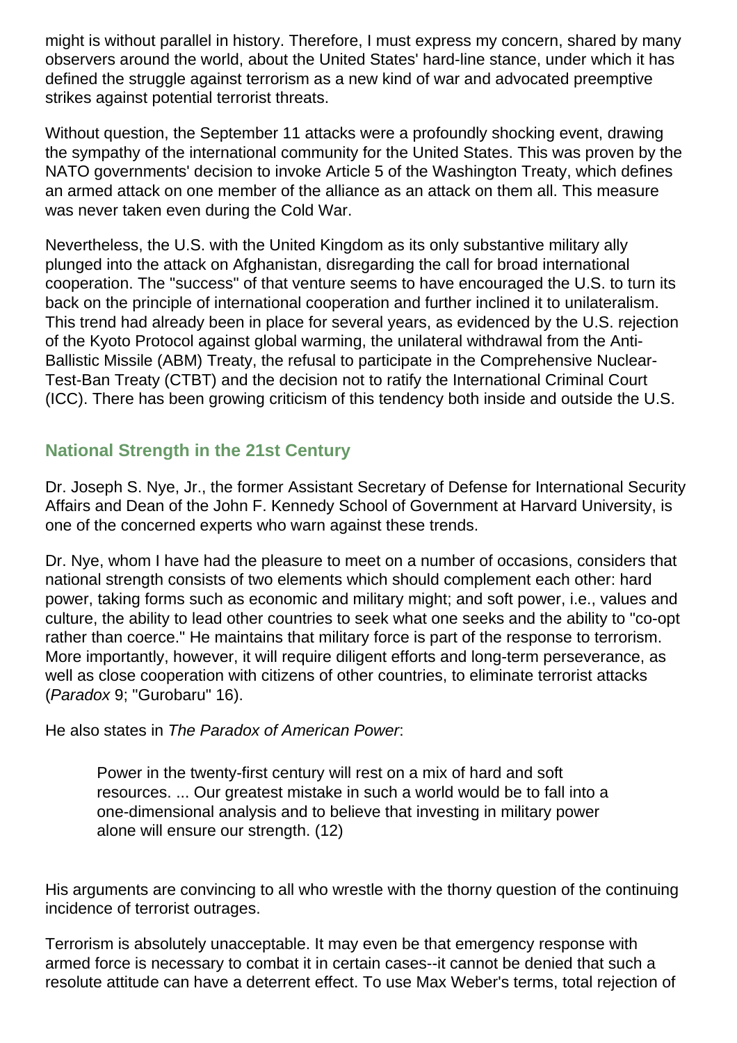might is without parallel in history. Therefore, I must express my concern, shared by many observers around the world, about the United States' hard-line stance, under which it has defined the struggle against terrorism as a new kind of war and advocated preemptive strikes against potential terrorist threats.

Without question, the September 11 attacks were a profoundly shocking event, drawing the sympathy of the international community for the United States. This was proven by the NATO governments' decision to invoke Article 5 of the Washington Treaty, which defines an armed attack on one member of the alliance as an attack on them all. This measure was never taken even during the Cold War.

Nevertheless, the U.S. with the United Kingdom as its only substantive military ally plunged into the attack on Afghanistan, disregarding the call for broad international cooperation. The "success" of that venture seems to have encouraged the U.S. to turn its back on the principle of international cooperation and further inclined it to unilateralism. This trend had already been in place for several years, as evidenced by the U.S. rejection of the Kyoto Protocol against global warming, the unilateral withdrawal from the Anti-Ballistic Missile (ABM) Treaty, the refusal to participate in the Comprehensive Nuclear-Test-Ban Treaty (CTBT) and the decision not to ratify the International Criminal Court (ICC). There has been growing criticism of this tendency both inside and outside the U.S.

## National Strength in the 21st Century

Dr. Joseph S. Nye, Jr., the former Assistant Secretary of Defense for International Security Affairs and Dean of the John F. Kennedy School of Government at Harvard University, is one of the concerned experts who warn against these trends.

Dr. Nye, whom I have had the pleasure to meet on a number of occasions, considers that national strength consists of two elements which should complement each other: hard power, taking forms such as economic and military might; and soft power, i.e., values and culture, the ability to lead other countries to seek what one seeks and the ability to "co-opt rather than coerce." He maintains that military force is part of the response to terrorism. More importantly, however, it will require diligent efforts and long-term perseverance, as well as close cooperation with citizens of other countries, to eliminate terrorist attacks (*Paradox* 9; "Gurobaru" 16).

He also states in *The Paradox of American Power*:

> Power in the twenty-first century will rest on a mix of hard and soft resources. ... Our greatest mistake in such a world would be to fall into a one-dimensional analysis and to believe that investing in military power alone will ensure our strength. (12)

His arguments are convincing to all who wrestle with the thorny question of the continuing incidence of terrorist outrages.

Terrorism is absolutely unacceptable. It may even be that emergency response with armed force is necessary to combat it in certain cases--it cannot be denied that such a resolute attitude can have a deterrent effect. To use Max Weber's terms, total rejection of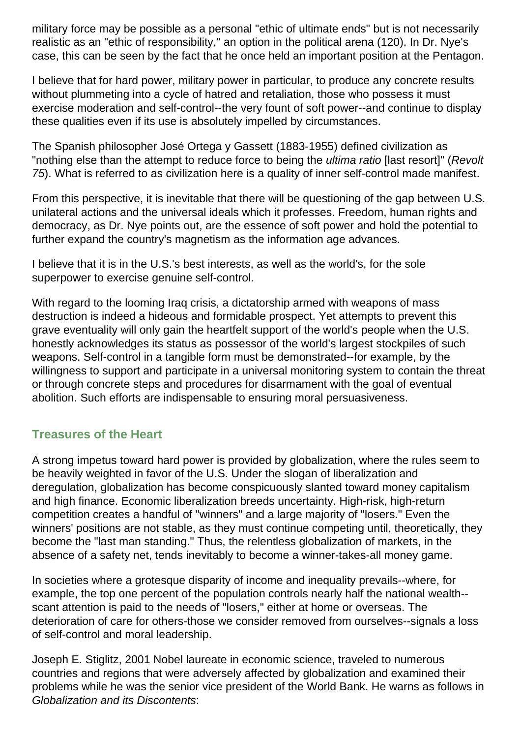military force may be possible as a personal "ethic of ultimate ends" but is not necessarily realistic as an "ethic of responsibility," an option in the political arena (120). In Dr. Nye's case, this can be seen by the fact that he once held an important position at the Pentagon.

I believe that for hard power, military power in particular, to produce any concrete results without plummeting into a cycle of hatred and retaliation, those who possess it must exercise moderation and self-control--the very fount of soft power--and continue to display these qualities even if its use is absolutely impelled by circumstances.

The Spanish philosopher José Ortega y Gassett (1883-1955) defined civilization as "nothing else than the attempt to reduce force to being the *ultima ratio* [last resort]" (*Revolt 75*). What is referred to as civilization here is a quality of inner self-control made manifest.

From this perspective, it is inevitable that there will be questioning of the gap between U.S. unilateral actions and the universal ideals which it professes. Freedom, human rights and democracy, as Dr. Nye points out, are the essence of soft power and hold the potential to further expand the country's magnetism as the information age advances.

I believe that it is in the U.S.'s best interests, as well as the world's, for the sole superpower to exercise genuine self-control.

With regard to the looming Iraq crisis, a dictatorship armed with weapons of mass destruction is indeed a hideous and formidable prospect. Yet attempts to prevent this grave eventuality will only gain the heartfelt support of the world's people when the U.S. honestly acknowledges its status as possessor of the world's largest stockpiles of such weapons. Self-control in a tangible form must be demonstrated--for example, by the willingness to support and participate in a universal monitoring system to contain the threat or through concrete steps and procedures for disarmament with the goal of eventual abolition. Such efforts are indispensable to ensuring moral persuasiveness.

## Treasures of the Heart

A strong impetus toward hard power is provided by globalization, where the rules seem to be heavily weighted in favor of the U.S. Under the slogan of liberalization and deregulation, globalization has become conspicuously slanted toward money capitalism and high finance. Economic liberalization breeds uncertainty. High-risk, high-return competition creates a handful of "winners" and a large majority of "losers." Even the winners' positions are not stable, as they must continue competing until, theoretically, they become the "last man standing." Thus, the relentless globalization of markets, in the absence of a safety net, tends inevitably to become a winner-takes-all money game.

In societies where a grotesque disparity of income and inequality prevails--where, for example, the top one percent of the population controls nearly half the national wealth--scant attention is paid to the needs of "losers," either at home or overseas. The deterioration of care for others-those we consider removed from ourselves--signals a loss of self-control and moral leadership.

Joseph E. Stiglitz, 2001 Nobel laureate in economic science, traveled to numerous countries and regions that were adversely affected by globalization and examined their problems while he was the senior vice president of the World Bank. He warns as follows in *Globalization and its Discontents*: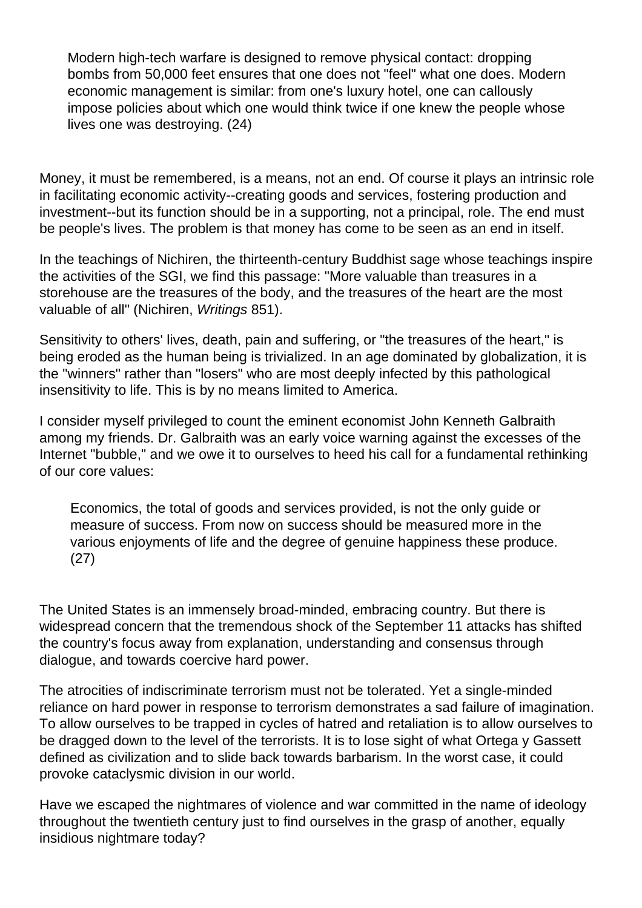> Modern high-tech warfare is designed to remove physical contact: dropping bombs from 50,000 feet ensures that one does not "feel" what one does. Modern economic management is similar: from one's luxury hotel, one can callously impose policies about which one would think twice if one knew the people whose lives one was destroying. (24)

Money, it must be remembered, is a means, not an end. Of course it plays an intrinsic role in facilitating economic activity--creating goods and services, fostering production and investment--but its function should be in a supporting, not a principal, role. The end must be people's lives. The problem is that money has come to be seen as an end in itself.

In the teachings of Nichiren, the thirteenth-century Buddhist sage whose teachings inspire the activities of the SGI, we find this passage: "More valuable than treasures in a storehouse are the treasures of the body, and the treasures of the heart are the most valuable of all" (Nichiren, *Writings* 851).

Sensitivity to others' lives, death, pain and suffering, or "the treasures of the heart," is being eroded as the human being is trivialized. In an age dominated by globalization, it is the "winners" rather than "losers" who are most deeply infected by this pathological insensitivity to life. This is by no means limited to America.

I consider myself privileged to count the eminent economist John Kenneth Galbraith among my friends. Dr. Galbraith was an early voice warning against the excesses of the Internet "bubble," and we owe it to ourselves to heed his call for a fundamental rethinking of our core values:

> Economics, the total of goods and services provided, is not the only guide or measure of success. From now on success should be measured more in the various enjoyments of life and the degree of genuine happiness these produce. (27)

The United States is an immensely broad-minded, embracing country. But there is widespread concern that the tremendous shock of the September 11 attacks has shifted the country's focus away from explanation, understanding and consensus through dialogue, and towards coercive hard power.

The atrocities of indiscriminate terrorism must not be tolerated. Yet a single-minded reliance on hard power in response to terrorism demonstrates a sad failure of imagination. To allow ourselves to be trapped in cycles of hatred and retaliation is to allow ourselves to be dragged down to the level of the terrorists. It is to lose sight of what Ortega y Gassett defined as civilization and to slide back towards barbarism. In the worst case, it could provoke cataclysmic division in our world.

Have we escaped the nightmares of violence and war committed in the name of ideology throughout the twentieth century just to find ourselves in the grasp of another, equally insidious nightmare today?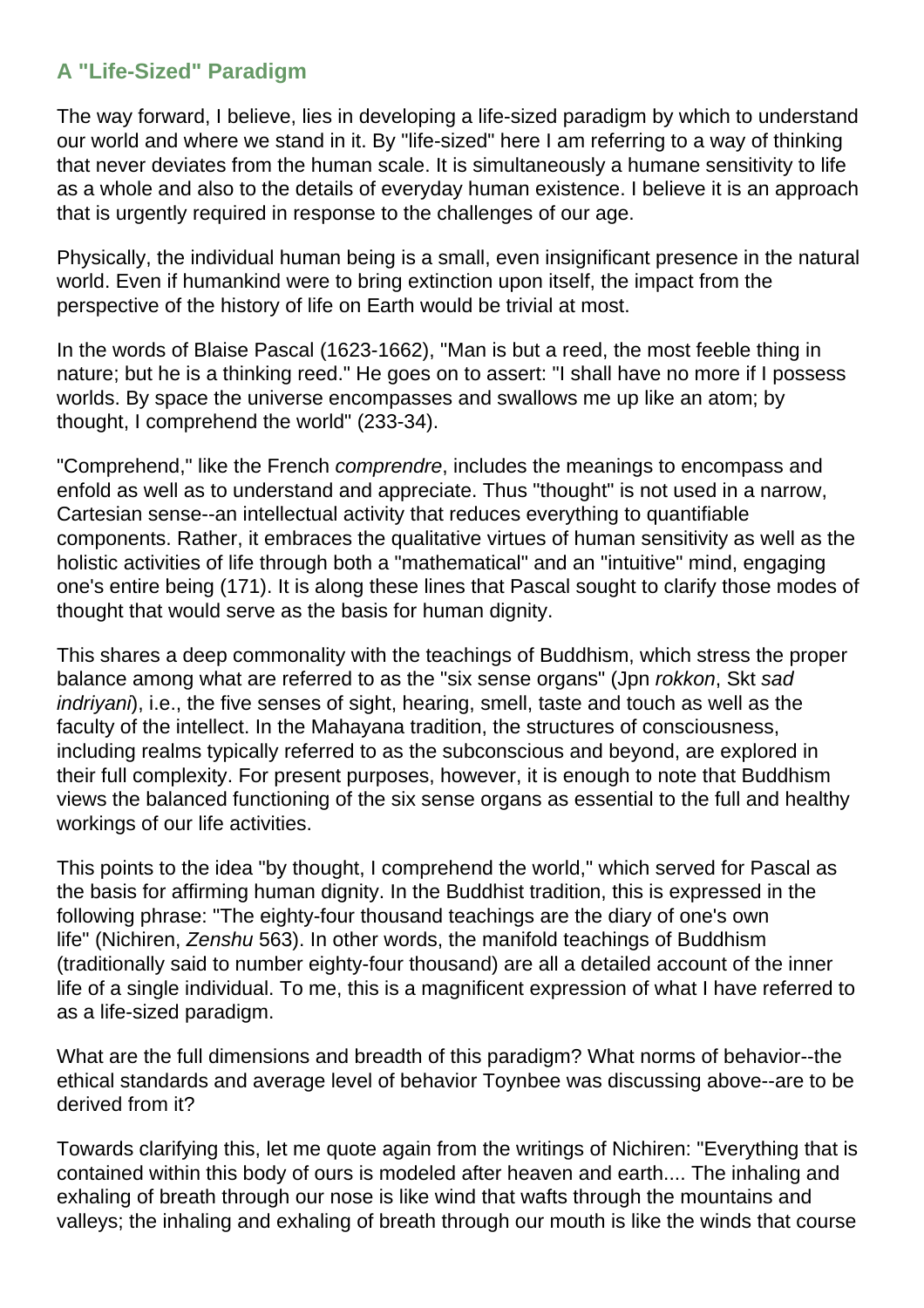## A "Life-Sized" Paradigm

The way forward, I believe, lies in developing a life-sized paradigm by which to understand our world and where we stand in it. By "life-sized" here I am referring to a way of thinking that never deviates from the human scale. It is simultaneously a humane sensitivity to life as a whole and also to the details of everyday human existence. I believe it is an approach that is urgently required in response to the challenges of our age.

Physically, the individual human being is a small, even insignificant presence in the natural world. Even if humankind were to bring extinction upon itself, the impact from the perspective of the history of life on Earth would be trivial at most.

In the words of Blaise Pascal (1623-1662), "Man is but a reed, the most feeble thing in nature; but he is a thinking reed." He goes on to assert: "I shall have no more if I possess worlds. By space the universe encompasses and swallows me up like an atom; by thought, I comprehend the world" (233-34).

"Comprehend," like the French *comprendre*, includes the meanings to encompass and enfold as well as to understand and appreciate. Thus "thought" is not used in a narrow, Cartesian sense--an intellectual activity that reduces everything to quantifiable components. Rather, it embraces the qualitative virtues of human sensitivity as well as the holistic activities of life through both a "mathematical" and an "intuitive" mind, engaging one's entire being (171). It is along these lines that Pascal sought to clarify those modes of thought that would serve as the basis for human dignity.

This shares a deep commonality with the teachings of Buddhism, which stress the proper balance among what are referred to as the "six sense organs" (Jpn *rokkon*, Skt *sad indriyani*), i.e., the five senses of sight, hearing, smell, taste and touch as well as the faculty of the intellect. In the Mahayana tradition, the structures of consciousness, including realms typically referred to as the subconscious and beyond, are explored in their full complexity. For present purposes, however, it is enough to note that Buddhism views the balanced functioning of the six sense organs as essential to the full and healthy workings of our life activities.

This points to the idea "by thought, I comprehend the world," which served for Pascal as the basis for affirming human dignity. In the Buddhist tradition, this is expressed in the following phrase: "The eighty-four thousand teachings are the diary of one's own life" (Nichiren, *Zenshu* 563). In other words, the manifold teachings of Buddhism (traditionally said to number eighty-four thousand) are all a detailed account of the inner life of a single individual. To me, this is a magnificent expression of what I have referred to as a life-sized paradigm.

What are the full dimensions and breadth of this paradigm? What norms of behavior--the ethical standards and average level of behavior Toynbee was discussing above--are to be derived from it?

Towards clarifying this, let me quote again from the writings of Nichiren: "Everything that is contained within this body of ours is modeled after heaven and earth.... The inhaling and exhaling of breath through our nose is like wind that wafts through the mountains and valleys; the inhaling and exhaling of breath through our mouth is like the winds that course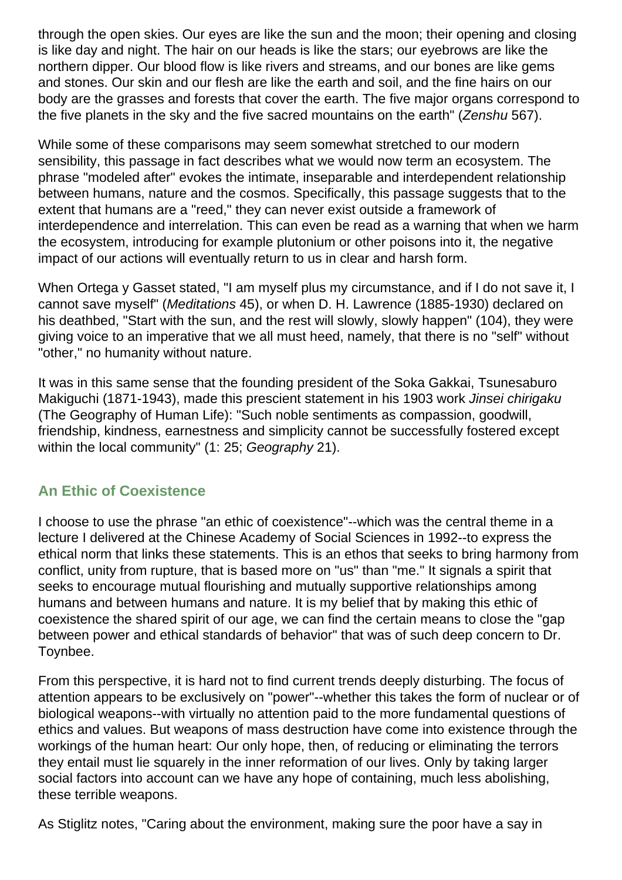through the open skies. Our eyes are like the sun and the moon; their opening and closing is like day and night. The hair on our heads is like the stars; our eyebrows are like the northern dipper. Our blood flow is like rivers and streams, and our bones are like gems and stones. Our skin and our flesh are like the earth and soil, and the fine hairs on our body are the grasses and forests that cover the earth. The five major organs correspond to the five planets in the sky and the five sacred mountains on the earth" (*Zenshu* 567).

While some of these comparisons may seem somewhat stretched to our modern sensibility, this passage in fact describes what we would now term an ecosystem. The phrase "modeled after" evokes the intimate, inseparable and interdependent relationship between humans, nature and the cosmos. Specifically, this passage suggests that to the extent that humans are a "reed," they can never exist outside a framework of interdependence and interrelation. This can even be read as a warning that when we harm the ecosystem, introducing for example plutonium or other poisons into it, the negative impact of our actions will eventually return to us in clear and harsh form.

When Ortega y Gasset stated, "I am myself plus my circumstance, and if I do not save it, I cannot save myself" (*Meditations* 45), or when D. H. Lawrence (1885-1930) declared on his deathbed, "Start with the sun, and the rest will slowly, slowly happen" (104), they were giving voice to an imperative that we all must heed, namely, that there is no "self" without "other," no humanity without nature.

It was in this same sense that the founding president of the Soka Gakkai, Tsunesaburo Makiguchi (1871-1943), made this prescient statement in his 1903 work *Jinsei chirigaku* (The Geography of Human Life): "Such noble sentiments as compassion, goodwill, friendship, kindness, earnestness and simplicity cannot be successfully fostered except within the local community" (1: 25; *Geography* 21).

## An Ethic of Coexistence

I choose to use the phrase "an ethic of coexistence"--which was the central theme in a lecture I delivered at the Chinese Academy of Social Sciences in 1992--to express the ethical norm that links these statements. This is an ethos that seeks to bring harmony from conflict, unity from rupture, that is based more on "us" than "me." It signals a spirit that seeks to encourage mutual flourishing and mutually supportive relationships among humans and between humans and nature. It is my belief that by making this ethic of coexistence the shared spirit of our age, we can find the certain means to close the "gap between power and ethical standards of behavior" that was of such deep concern to Dr. Toynbee.

From this perspective, it is hard not to find current trends deeply disturbing. The focus of attention appears to be exclusively on "power"--whether this takes the form of nuclear or of biological weapons--with virtually no attention paid to the more fundamental questions of ethics and values. But weapons of mass destruction have come into existence through the workings of the human heart: Our only hope, then, of reducing or eliminating the terrors they entail must lie squarely in the inner reformation of our lives. Only by taking larger social factors into account can we have any hope of containing, much less abolishing, these terrible weapons.

As Stiglitz notes, "Caring about the environment, making sure the poor have a say in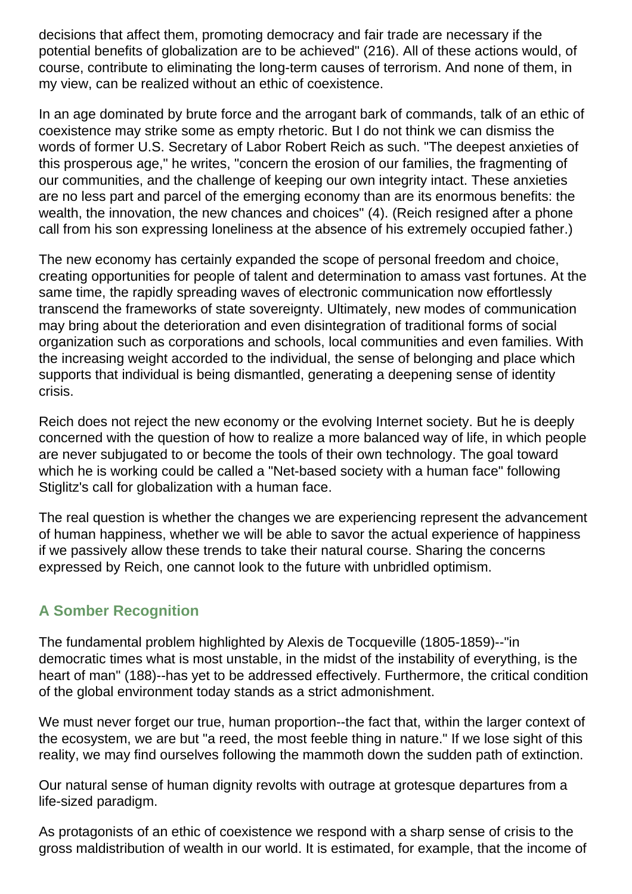decisions that affect them, promoting democracy and fair trade are necessary if the potential benefits of globalization are to be achieved" (216). All of these actions would, of course, contribute to eliminating the long-term causes of terrorism. And none of them, in my view, can be realized without an ethic of coexistence.

In an age dominated by brute force and the arrogant bark of commands, talk of an ethic of coexistence may strike some as empty rhetoric. But I do not think we can dismiss the words of former U.S. Secretary of Labor Robert Reich as such. "The deepest anxieties of this prosperous age," he writes, "concern the erosion of our families, the fragmenting of our communities, and the challenge of keeping our own integrity intact. These anxieties are no less part and parcel of the emerging economy than are its enormous benefits: the wealth, the innovation, the new chances and choices" (4). (Reich resigned after a phone call from his son expressing loneliness at the absence of his extremely occupied father.)

The new economy has certainly expanded the scope of personal freedom and choice, creating opportunities for people of talent and determination to amass vast fortunes. At the same time, the rapidly spreading waves of electronic communication now effortlessly transcend the frameworks of state sovereignty. Ultimately, new modes of communication may bring about the deterioration and even disintegration of traditional forms of social organization such as corporations and schools, local communities and even families. With the increasing weight accorded to the individual, the sense of belonging and place which supports that individual is being dismantled, generating a deepening sense of identity crisis.

Reich does not reject the new economy or the evolving Internet society. But he is deeply concerned with the question of how to realize a more balanced way of life, in which people are never subjugated to or become the tools of their own technology. The goal toward which he is working could be called a "Net-based society with a human face" following Stiglitz's call for globalization with a human face.

The real question is whether the changes we are experiencing represent the advancement of human happiness, whether we will be able to savor the actual experience of happiness if we passively allow these trends to take their natural course. Sharing the concerns expressed by Reich, one cannot look to the future with unbridled optimism.

### A Somber Recognition

The fundamental problem highlighted by Alexis de Tocqueville (1805-1859)--"in democratic times what is most unstable, in the midst of the instability of everything, is the heart of man" (188)--has yet to be addressed effectively. Furthermore, the critical condition of the global environment today stands as a strict admonishment.

We must never forget our true, human proportion--the fact that, within the larger context of the ecosystem, we are but "a reed, the most feeble thing in nature." If we lose sight of this reality, we may find ourselves following the mammoth down the sudden path of extinction.

Our natural sense of human dignity revolts with outrage at grotesque departures from a life-sized paradigm.

As protagonists of an ethic of coexistence we respond with a sharp sense of crisis to the gross maldistribution of wealth in our world. It is estimated, for example, that the income of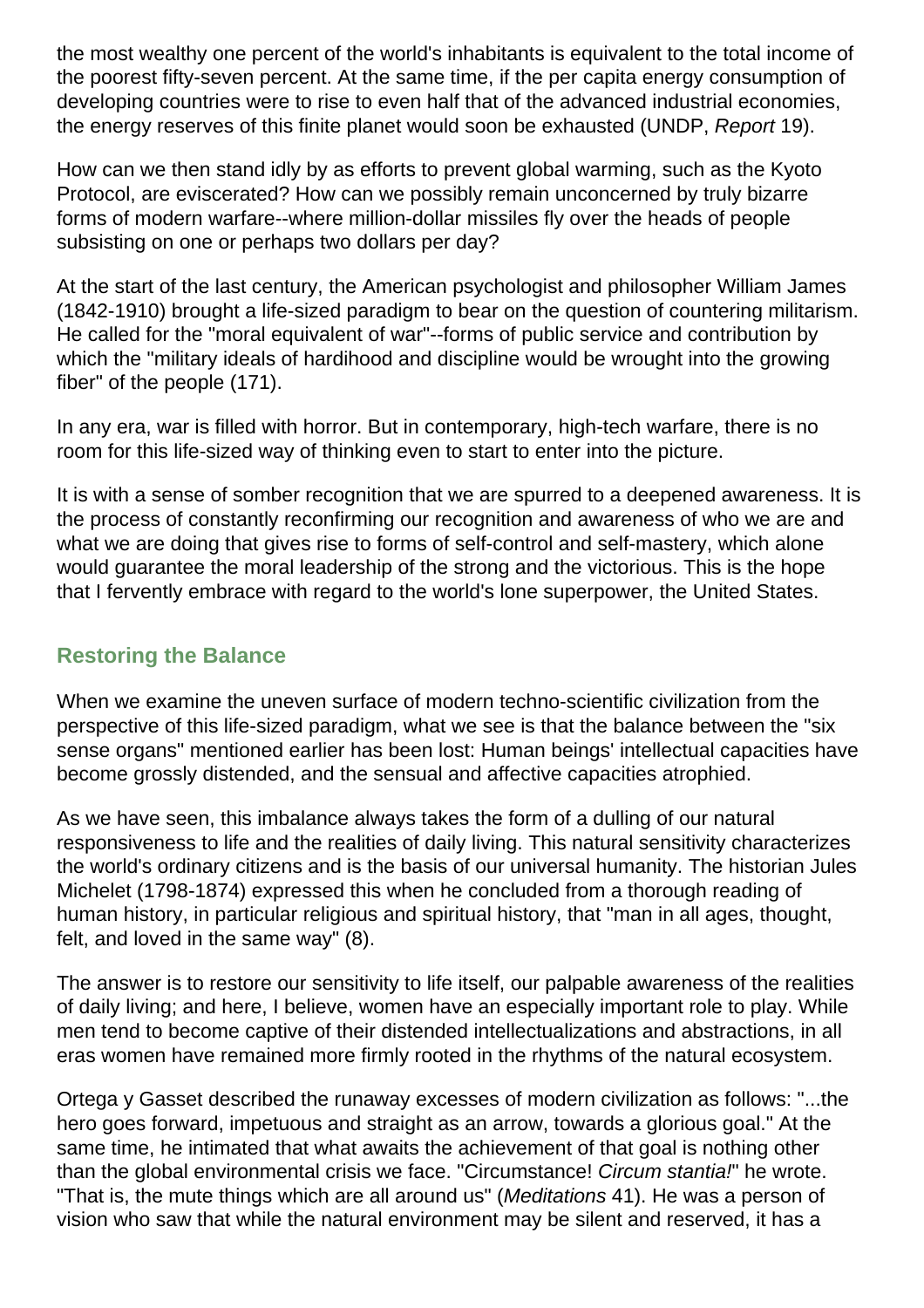the most wealthy one percent of the world's inhabitants is equivalent to the total income of the poorest fifty-seven percent. At the same time, if the per capita energy consumption of developing countries were to rise to even half that of the advanced industrial economies, the energy reserves of this finite planet would soon be exhausted (UNDP, *Report* 19).

How can we then stand idly by as efforts to prevent global warming, such as the Kyoto Protocol, are eviscerated? How can we possibly remain unconcerned by truly bizarre forms of modern warfare--where million-dollar missiles fly over the heads of people subsisting on one or perhaps two dollars per day?

At the start of the last century, the American psychologist and philosopher William James (1842-1910) brought a life-sized paradigm to bear on the question of countering militarism. He called for the "moral equivalent of war"--forms of public service and contribution by which the "military ideals of hardihood and discipline would be wrought into the growing fiber" of the people (171).

In any era, war is filled with horror. But in contemporary, high-tech warfare, there is no room for this life-sized way of thinking even to start to enter into the picture.

It is with a sense of somber recognition that we are spurred to a deepened awareness. It is the process of constantly reconfirming our recognition and awareness of who we are and what we are doing that gives rise to forms of self-control and self-mastery, which alone would guarantee the moral leadership of the strong and the victorious. This is the hope that I fervently embrace with regard to the world's lone superpower, the United States.

## Restoring the Balance

When we examine the uneven surface of modern techno-scientific civilization from the perspective of this life-sized paradigm, what we see is that the balance between the "six sense organs" mentioned earlier has been lost: Human beings' intellectual capacities have become grossly distended, and the sensual and affective capacities atrophied.

As we have seen, this imbalance always takes the form of a dulling of our natural responsiveness to life and the realities of daily living. This natural sensitivity characterizes the world's ordinary citizens and is the basis of our universal humanity. The historian Jules Michelet (1798-1874) expressed this when he concluded from a thorough reading of human history, in particular religious and spiritual history, that "man in all ages, thought, felt, and loved in the same way" (8).

The answer is to restore our sensitivity to life itself, our palpable awareness of the realities of daily living; and here, I believe, women have an especially important role to play. While men tend to become captive of their distended intellectualizations and abstractions, in all eras women have remained more firmly rooted in the rhythms of the natural ecosystem.

Ortega y Gasset described the runaway excesses of modern civilization as follows: "...the hero goes forward, impetuous and straight as an arrow, towards a glorious goal." At the same time, he intimated that what awaits the achievement of that goal is nothing other than the global environmental crisis we face. "Circumstance! *Circum stantia!*" he wrote. "That is, the mute things which are all around us" (*Meditations* 41). He was a person of vision who saw that while the natural environment may be silent and reserved, it has a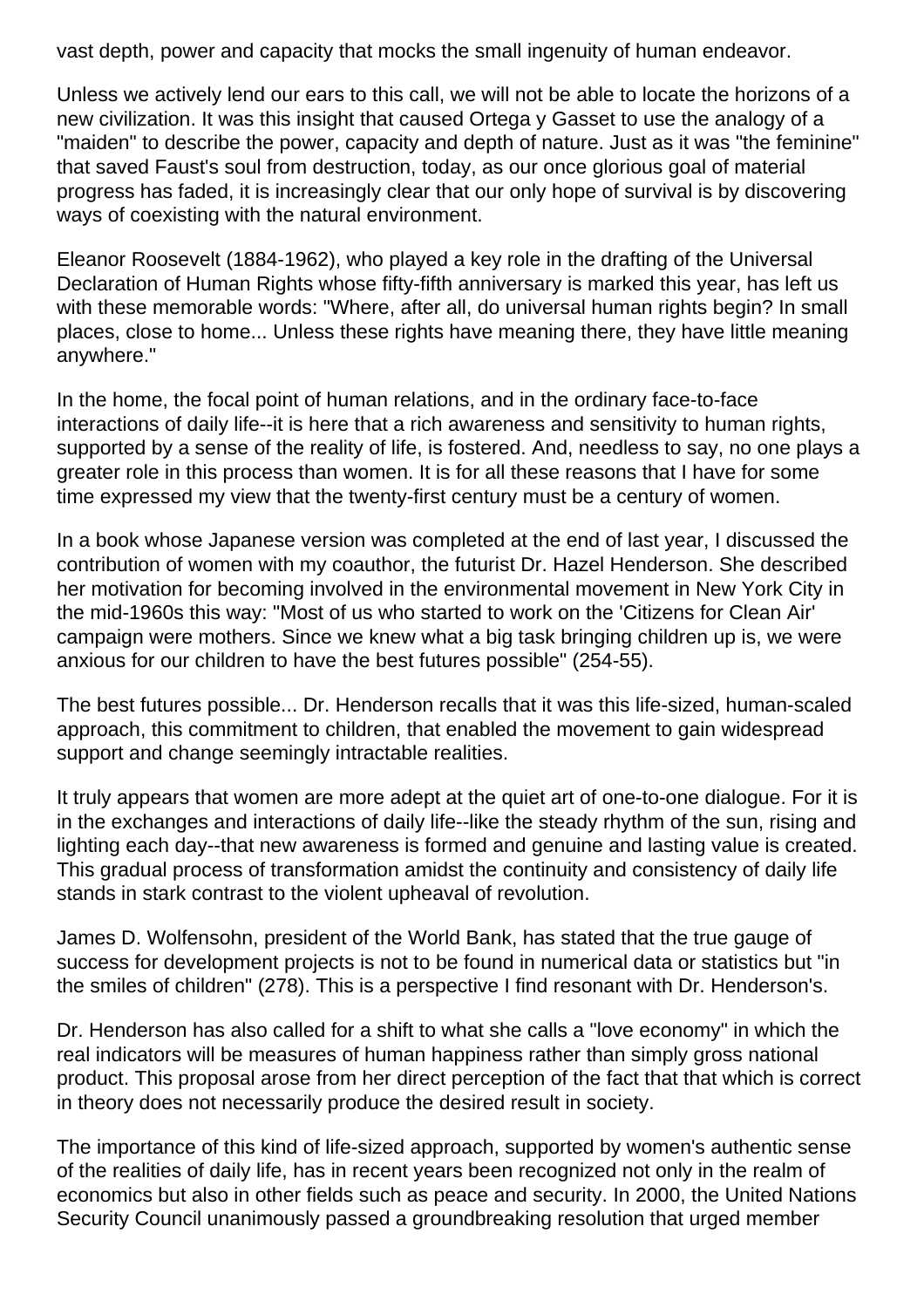vast depth, power and capacity that mocks the small ingenuity of human endeavor.

Unless we actively lend our ears to this call, we will not be able to locate the horizons of a new civilization. It was this insight that caused Ortega y Gasset to use the analogy of a "maiden" to describe the power, capacity and depth of nature. Just as it was "the feminine" that saved Faust's soul from destruction, today, as our once glorious goal of material progress has faded, it is increasingly clear that our only hope of survival is by discovering ways of coexisting with the natural environment.

Eleanor Roosevelt (1884-1962), who played a key role in the drafting of the Universal Declaration of Human Rights whose fifty-fifth anniversary is marked this year, has left us with these memorable words: "Where, after all, do universal human rights begin? In small places, close to home... Unless these rights have meaning there, they have little meaning anywhere."

In the home, the focal point of human relations, and in the ordinary face-to-face interactions of daily life--it is here that a rich awareness and sensitivity to human rights, supported by a sense of the reality of life, is fostered. And, needless to say, no one plays a greater role in this process than women. It is for all these reasons that I have for some time expressed my view that the twenty-first century must be a century of women.

In a book whose Japanese version was completed at the end of last year, I discussed the contribution of women with my coauthor, the futurist Dr. Hazel Henderson. She described her motivation for becoming involved in the environmental movement in New York City in the mid-1960s this way: "Most of us who started to work on the 'Citizens for Clean Air' campaign were mothers. Since we knew what a big task bringing children up is, we were anxious for our children to have the best futures possible" (254-55).

The best futures possible... Dr. Henderson recalls that it was this life-sized, human-scaled approach, this commitment to children, that enabled the movement to gain widespread support and change seemingly intractable realities.

It truly appears that women are more adept at the quiet art of one-to-one dialogue. For it is in the exchanges and interactions of daily life--like the steady rhythm of the sun, rising and lighting each day--that new awareness is formed and genuine and lasting value is created. This gradual process of transformation amidst the continuity and consistency of daily life stands in stark contrast to the violent upheaval of revolution.

James D. Wolfensohn, president of the World Bank, has stated that the true gauge of success for development projects is not to be found in numerical data or statistics but "in the smiles of children" (278). This is a perspective I find resonant with Dr. Henderson's.

Dr. Henderson has also called for a shift to what she calls a "love economy" in which the real indicators will be measures of human happiness rather than simply gross national product. This proposal arose from her direct perception of the fact that that which is correct in theory does not necessarily produce the desired result in society.

The importance of this kind of life-sized approach, supported by women's authentic sense of the realities of daily life, has in recent years been recognized not only in the realm of economics but also in other fields such as peace and security. In 2000, the United Nations Security Council unanimously passed a groundbreaking resolution that urged member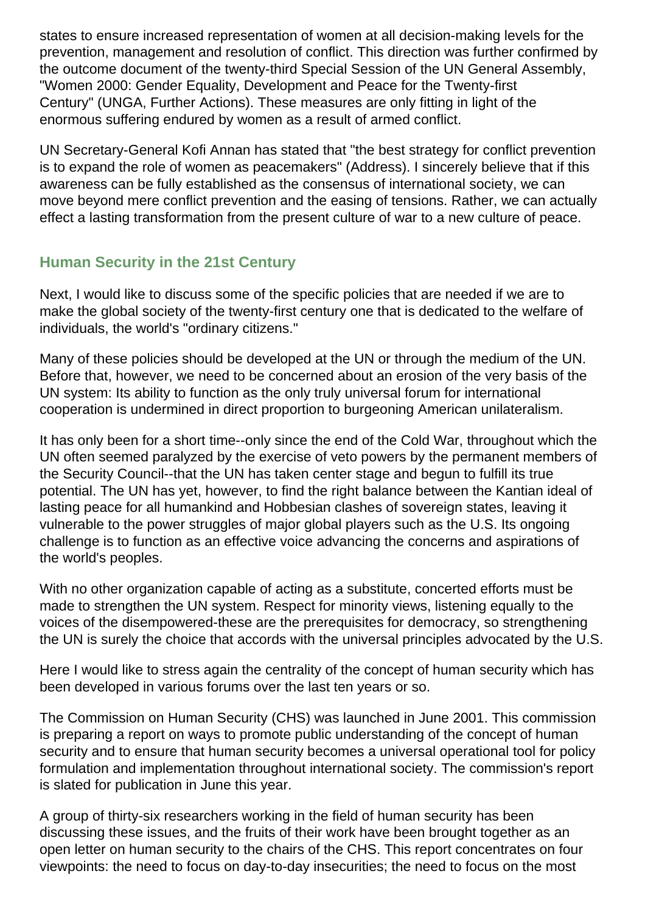states to ensure increased representation of women at all decision-making levels for the prevention, management and resolution of conflict. This direction was further confirmed by the outcome document of the twenty-third Special Session of the UN General Assembly, "Women 2000: Gender Equality, Development and Peace for the Twenty-first Century" (UNGA, Further Actions). These measures are only fitting in light of the enormous suffering endured by women as a result of armed conflict.

UN Secretary-General Kofi Annan has stated that "the best strategy for conflict prevention is to expand the role of women as peacemakers" (Address). I sincerely believe that if this awareness can be fully established as the consensus of international society, we can move beyond mere conflict prevention and the easing of tensions. Rather, we can actually effect a lasting transformation from the present culture of war to a new culture of peace.

## Human Security in the 21st Century

Next, I would like to discuss some of the specific policies that are needed if we are to make the global society of the twenty-first century one that is dedicated to the welfare of individuals, the world's "ordinary citizens."

Many of these policies should be developed at the UN or through the medium of the UN. Before that, however, we need to be concerned about an erosion of the very basis of the UN system: Its ability to function as the only truly universal forum for international cooperation is undermined in direct proportion to burgeoning American unilateralism.

It has only been for a short time--only since the end of the Cold War, throughout which the UN often seemed paralyzed by the exercise of veto powers by the permanent members of the Security Council--that the UN has taken center stage and begun to fulfill its true potential. The UN has yet, however, to find the right balance between the Kantian ideal of lasting peace for all humankind and Hobbesian clashes of sovereign states, leaving it vulnerable to the power struggles of major global players such as the U.S. Its ongoing challenge is to function as an effective voice advancing the concerns and aspirations of the world's peoples.

With no other organization capable of acting as a substitute, concerted efforts must be made to strengthen the UN system. Respect for minority views, listening equally to the voices of the disempowered-these are the prerequisites for democracy, so strengthening the UN is surely the choice that accords with the universal principles advocated by the U.S.

Here I would like to stress again the centrality of the concept of human security which has been developed in various forums over the last ten years or so.

The Commission on Human Security (CHS) was launched in June 2001. This commission is preparing a report on ways to promote public understanding of the concept of human security and to ensure that human security becomes a universal operational tool for policy formulation and implementation throughout international society. The commission's report is slated for publication in June this year.

A group of thirty-six researchers working in the field of human security has been discussing these issues, and the fruits of their work have been brought together as an open letter on human security to the chairs of the CHS. This report concentrates on four viewpoints: the need to focus on day-to-day insecurities; the need to focus on the most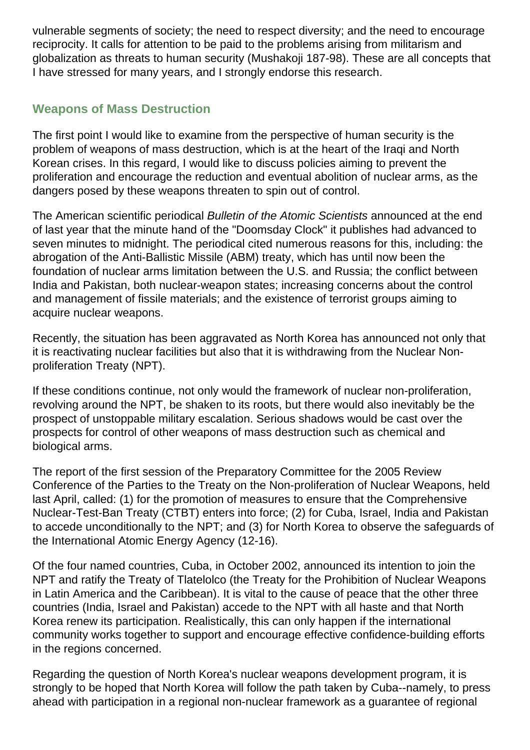vulnerable segments of society; the need to respect diversity; and the need to encourage reciprocity. It calls for attention to be paid to the problems arising from militarism and globalization as threats to human security (Mushakoji 187-98). These are all concepts that I have stressed for many years, and I strongly endorse this research.

## Weapons of Mass Destruction

The first point I would like to examine from the perspective of human security is the problem of weapons of mass destruction, which is at the heart of the Iraqi and North Korean crises. In this regard, I would like to discuss policies aiming to prevent the proliferation and encourage the reduction and eventual abolition of nuclear arms, as the dangers posed by these weapons threaten to spin out of control.

The American scientific periodical *Bulletin of the Atomic Scientists* announced at the end of last year that the minute hand of the "Doomsday Clock" it publishes had advanced to seven minutes to midnight. The periodical cited numerous reasons for this, including: the abrogation of the Anti-Ballistic Missile (ABM) treaty, which has until now been the foundation of nuclear arms limitation between the U.S. and Russia; the conflict between India and Pakistan, both nuclear-weapon states; increasing concerns about the control and management of fissile materials; and the existence of terrorist groups aiming to acquire nuclear weapons.

Recently, the situation has been aggravated as North Korea has announced not only that it is reactivating nuclear facilities but also that it is withdrawing from the Nuclear Non-proliferation Treaty (NPT).

If these conditions continue, not only would the framework of nuclear non-proliferation, revolving around the NPT, be shaken to its roots, but there would also inevitably be the prospect of unstoppable military escalation. Serious shadows would be cast over the prospects for control of other weapons of mass destruction such as chemical and biological arms.

The report of the first session of the Preparatory Committee for the 2005 Review Conference of the Parties to the Treaty on the Non-proliferation of Nuclear Weapons, held last April, called: (1) for the promotion of measures to ensure that the Comprehensive Nuclear-Test-Ban Treaty (CTBT) enters into force; (2) for Cuba, Israel, India and Pakistan to accede unconditionally to the NPT; and (3) for North Korea to observe the safeguards of the International Atomic Energy Agency (12-16).

Of the four named countries, Cuba, in October 2002, announced its intention to join the NPT and ratify the Treaty of Tlatelolco (the Treaty for the Prohibition of Nuclear Weapons in Latin America and the Caribbean). It is vital to the cause of peace that the other three countries (India, Israel and Pakistan) accede to the NPT with all haste and that North Korea renew its participation. Realistically, this can only happen if the international community works together to support and encourage effective confidence-building efforts in the regions concerned.

Regarding the question of North Korea's nuclear weapons development program, it is strongly to be hoped that North Korea will follow the path taken by Cuba--namely, to press ahead with participation in a regional non-nuclear framework as a guarantee of regional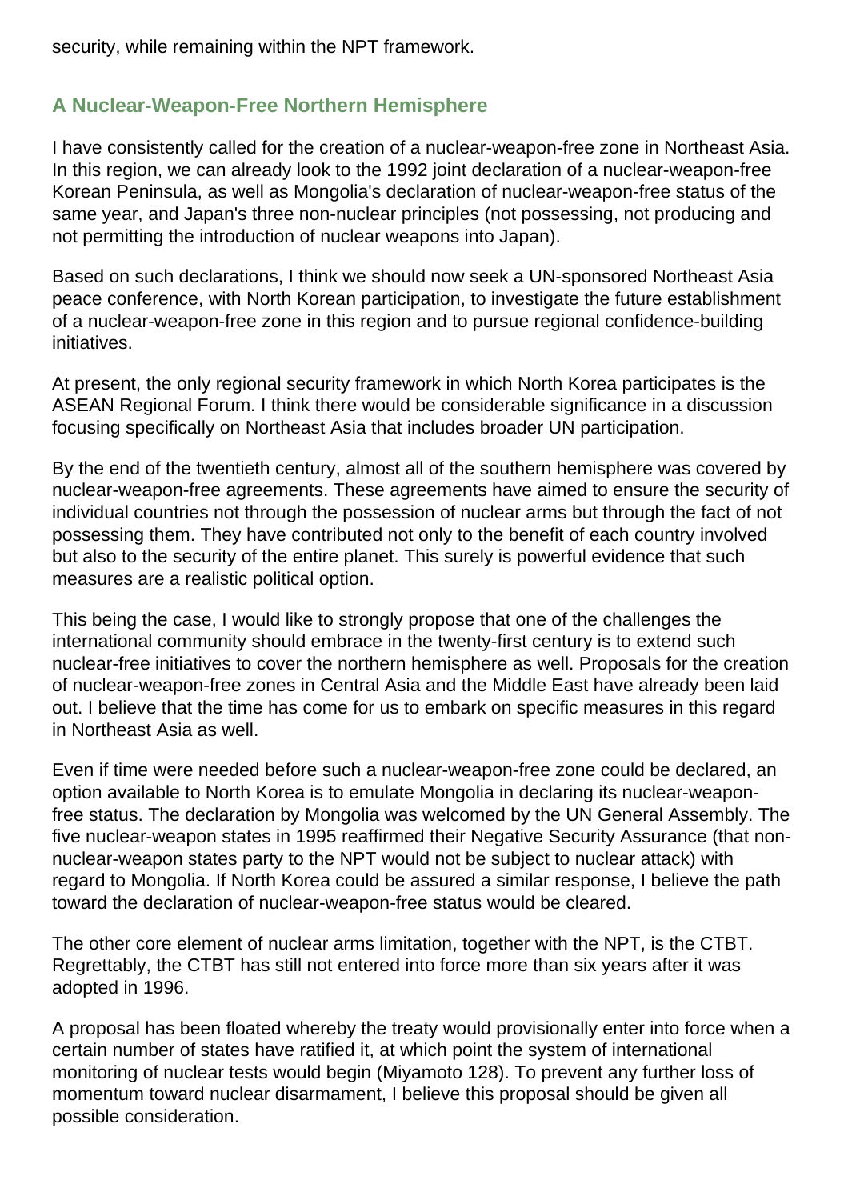security, while remaining within the NPT framework.

### A Nuclear-Weapon-Free Northern Hemisphere

I have consistently called for the creation of a nuclear-weapon-free zone in Northeast Asia. In this region, we can already look to the 1992 joint declaration of a nuclear-weapon-free Korean Peninsula, as well as Mongolia's declaration of nuclear-weapon-free status of the same year, and Japan's three non-nuclear principles (not possessing, not producing and not permitting the introduction of nuclear weapons into Japan).

Based on such declarations, I think we should now seek a UN-sponsored Northeast Asia peace conference, with North Korean participation, to investigate the future establishment of a nuclear-weapon-free zone in this region and to pursue regional confidence-building initiatives.

At present, the only regional security framework in which North Korea participates is the ASEAN Regional Forum. I think there would be considerable significance in a discussion focusing specifically on Northeast Asia that includes broader UN participation.

By the end of the twentieth century, almost all of the southern hemisphere was covered by nuclear-weapon-free agreements. These agreements have aimed to ensure the security of individual countries not through the possession of nuclear arms but through the fact of not possessing them. They have contributed not only to the benefit of each country involved but also to the security of the entire planet. This surely is powerful evidence that such measures are a realistic political option.

This being the case, I would like to strongly propose that one of the challenges the international community should embrace in the twenty-first century is to extend such nuclear-free initiatives to cover the northern hemisphere as well. Proposals for the creation of nuclear-weapon-free zones in Central Asia and the Middle East have already been laid out. I believe that the time has come for us to embark on specific measures in this regard in Northeast Asia as well.

Even if time were needed before such a nuclear-weapon-free zone could be declared, an option available to North Korea is to emulate Mongolia in declaring its nuclear-weapon-free status. The declaration by Mongolia was welcomed by the UN General Assembly. The five nuclear-weapon states in 1995 reaffirmed their Negative Security Assurance (that non-nuclear-weapon states party to the NPT would not be subject to nuclear attack) with regard to Mongolia. If North Korea could be assured a similar response, I believe the path toward the declaration of nuclear-weapon-free status would be cleared.

The other core element of nuclear arms limitation, together with the NPT, is the CTBT. Regrettably, the CTBT has still not entered into force more than six years after it was adopted in 1996.

A proposal has been floated whereby the treaty would provisionally enter into force when a certain number of states have ratified it, at which point the system of international monitoring of nuclear tests would begin (Miyamoto 128). To prevent any further loss of momentum toward nuclear disarmament, I believe this proposal should be given all possible consideration.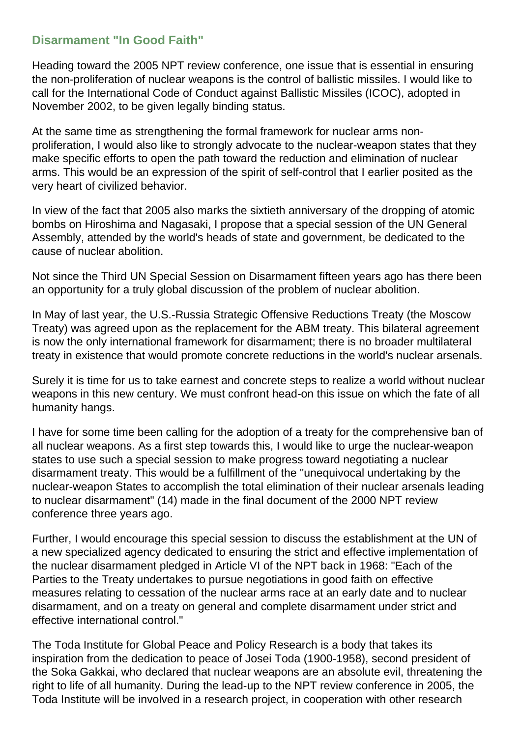## Disarmament "In Good Faith"

Heading toward the 2005 NPT review conference, one issue that is essential in ensuring the non-proliferation of nuclear weapons is the control of ballistic missiles. I would like to call for the International Code of Conduct against Ballistic Missiles (ICOC), adopted in November 2002, to be given legally binding status.

At the same time as strengthening the formal framework for nuclear arms non-proliferation, I would also like to strongly advocate to the nuclear-weapon states that they make specific efforts to open the path toward the reduction and elimination of nuclear arms. This would be an expression of the spirit of self-control that I earlier posited as the very heart of civilized behavior.

In view of the fact that 2005 also marks the sixtieth anniversary of the dropping of atomic bombs on Hiroshima and Nagasaki, I propose that a special session of the UN General Assembly, attended by the world's heads of state and government, be dedicated to the cause of nuclear abolition.

Not since the Third UN Special Session on Disarmament fifteen years ago has there been an opportunity for a truly global discussion of the problem of nuclear abolition.

In May of last year, the U.S.-Russia Strategic Offensive Reductions Treaty (the Moscow Treaty) was agreed upon as the replacement for the ABM treaty. This bilateral agreement is now the only international framework for disarmament; there is no broader multilateral treaty in existence that would promote concrete reductions in the world's nuclear arsenals.

Surely it is time for us to take earnest and concrete steps to realize a world without nuclear weapons in this new century. We must confront head-on this issue on which the fate of all humanity hangs.

I have for some time been calling for the adoption of a treaty for the comprehensive ban of all nuclear weapons. As a first step towards this, I would like to urge the nuclear-weapon states to use such a special session to make progress toward negotiating a nuclear disarmament treaty. This would be a fulfillment of the "unequivocal undertaking by the nuclear-weapon States to accomplish the total elimination of their nuclear arsenals leading to nuclear disarmament" (14) made in the final document of the 2000 NPT review conference three years ago.

Further, I would encourage this special session to discuss the establishment at the UN of a new specialized agency dedicated to ensuring the strict and effective implementation of the nuclear disarmament pledged in Article VI of the NPT back in 1968: "Each of the Parties to the Treaty undertakes to pursue negotiations in good faith on effective measures relating to cessation of the nuclear arms race at an early date and to nuclear disarmament, and on a treaty on general and complete disarmament under strict and effective international control."

The Toda Institute for Global Peace and Policy Research is a body that takes its inspiration from the dedication to peace of Josei Toda (1900-1958), second president of the Soka Gakkai, who declared that nuclear weapons are an absolute evil, threatening the right to life of all humanity. During the lead-up to the NPT review conference in 2005, the Toda Institute will be involved in a research project, in cooperation with other research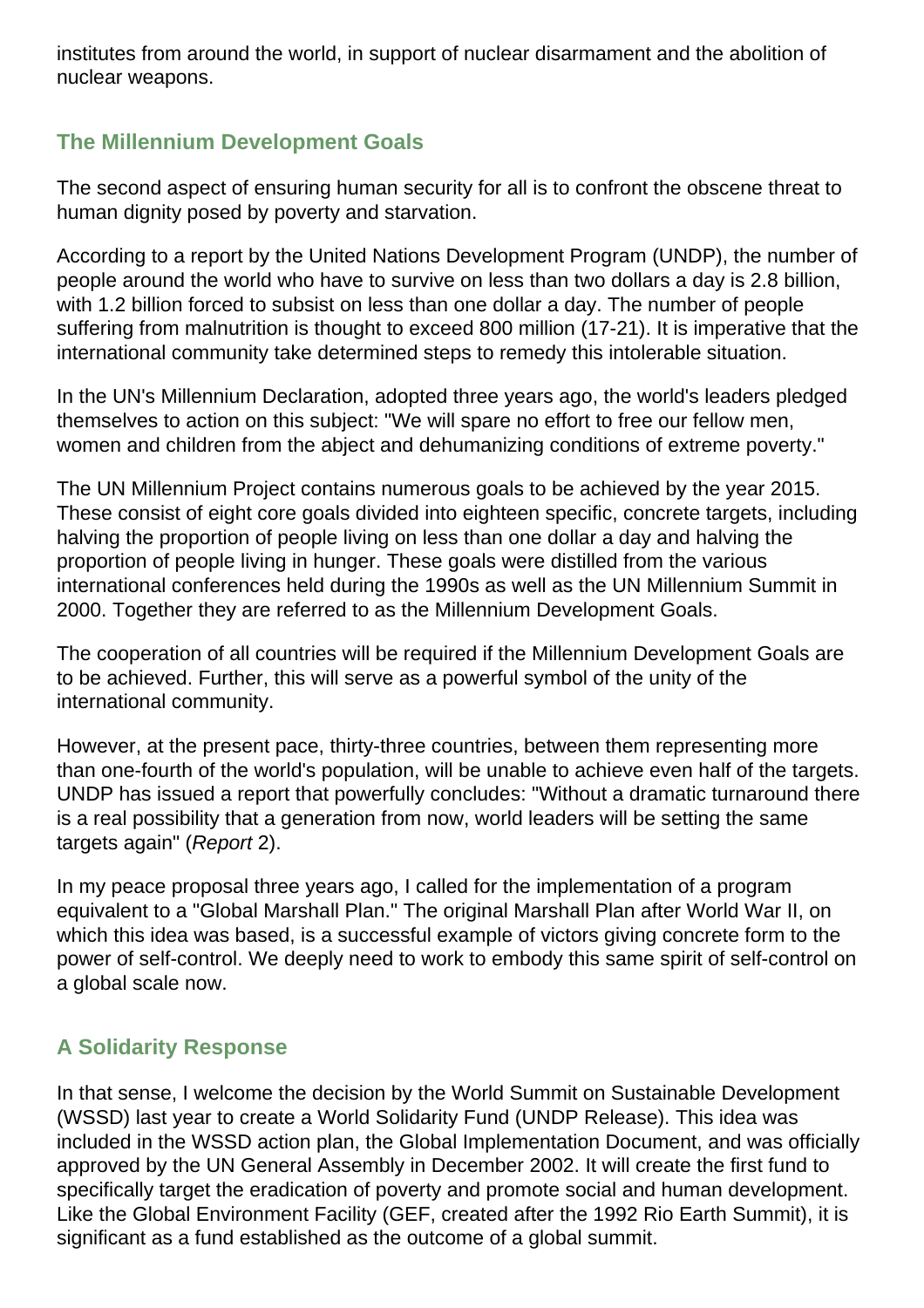institutes from around the world, in support of nuclear disarmament and the abolition of nuclear weapons.

## The Millennium Development Goals

The second aspect of ensuring human security for all is to confront the obscene threat to human dignity posed by poverty and starvation.

According to a report by the United Nations Development Program (UNDP), the number of people around the world who have to survive on less than two dollars a day is 2.8 billion, with 1.2 billion forced to subsist on less than one dollar a day. The number of people suffering from malnutrition is thought to exceed 800 million (17-21). It is imperative that the international community take determined steps to remedy this intolerable situation.

In the UN's Millennium Declaration, adopted three years ago, the world's leaders pledged themselves to action on this subject: "We will spare no effort to free our fellow men, women and children from the abject and dehumanizing conditions of extreme poverty."

The UN Millennium Project contains numerous goals to be achieved by the year 2015. These consist of eight core goals divided into eighteen specific, concrete targets, including halving the proportion of people living on less than one dollar a day and halving the proportion of people living in hunger. These goals were distilled from the various international conferences held during the 1990s as well as the UN Millennium Summit in 2000. Together they are referred to as the Millennium Development Goals.

The cooperation of all countries will be required if the Millennium Development Goals are to be achieved. Further, this will serve as a powerful symbol of the unity of the international community.

However, at the present pace, thirty-three countries, between them representing more than one-fourth of the world's population, will be unable to achieve even half of the targets. UNDP has issued a report that powerfully concludes: "Without a dramatic turnaround there is a real possibility that a generation from now, world leaders will be setting the same targets again" (*Report* 2).

In my peace proposal three years ago, I called for the implementation of a program equivalent to a "Global Marshall Plan." The original Marshall Plan after World War II, on which this idea was based, is a successful example of victors giving concrete form to the power of self-control. We deeply need to work to embody this same spirit of self-control on a global scale now.

## A Solidarity Response

In that sense, I welcome the decision by the World Summit on Sustainable Development (WSSD) last year to create a World Solidarity Fund (UNDP Release). This idea was included in the WSSD action plan, the Global Implementation Document, and was officially approved by the UN General Assembly in December 2002. It will create the first fund to specifically target the eradication of poverty and promote social and human development. Like the Global Environment Facility (GEF, created after the 1992 Rio Earth Summit), it is significant as a fund established as the outcome of a global summit.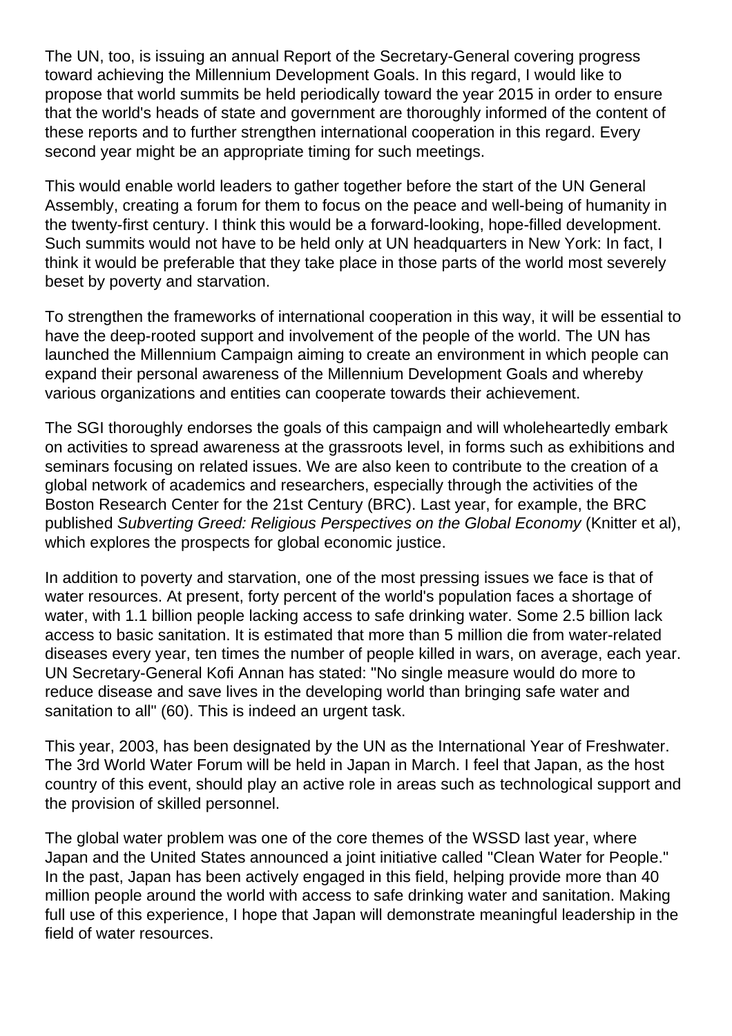The UN, too, is issuing an annual Report of the Secretary-General covering progress toward achieving the Millennium Development Goals. In this regard, I would like to propose that world summits be held periodically toward the year 2015 in order to ensure that the world's heads of state and government are thoroughly informed of the content of these reports and to further strengthen international cooperation in this regard. Every second year might be an appropriate timing for such meetings.

This would enable world leaders to gather together before the start of the UN General Assembly, creating a forum for them to focus on the peace and well-being of humanity in the twenty-first century. I think this would be a forward-looking, hope-filled development. Such summits would not have to be held only at UN headquarters in New York: In fact, I think it would be preferable that they take place in those parts of the world most severely beset by poverty and starvation.

To strengthen the frameworks of international cooperation in this way, it will be essential to have the deep-rooted support and involvement of the people of the world. The UN has launched the Millennium Campaign aiming to create an environment in which people can expand their personal awareness of the Millennium Development Goals and whereby various organizations and entities can cooperate towards their achievement.

The SGI thoroughly endorses the goals of this campaign and will wholeheartedly embark on activities to spread awareness at the grassroots level, in forms such as exhibitions and seminars focusing on related issues. We are also keen to contribute to the creation of a global network of academics and researchers, especially through the activities of the Boston Research Center for the 21st Century (BRC). Last year, for example, the BRC published *Subverting Greed: Religious Perspectives on the Global Economy* (Knitter et al), which explores the prospects for global economic justice.

In addition to poverty and starvation, one of the most pressing issues we face is that of water resources. At present, forty percent of the world's population faces a shortage of water, with 1.1 billion people lacking access to safe drinking water. Some 2.5 billion lack access to basic sanitation. It is estimated that more than 5 million die from water-related diseases every year, ten times the number of people killed in wars, on average, each year. UN Secretary-General Kofi Annan has stated: "No single measure would do more to reduce disease and save lives in the developing world than bringing safe water and sanitation to all" (60). This is indeed an urgent task.

This year, 2003, has been designated by the UN as the International Year of Freshwater. The 3rd World Water Forum will be held in Japan in March. I feel that Japan, as the host country of this event, should play an active role in areas such as technological support and the provision of skilled personnel.

The global water problem was one of the core themes of the WSSD last year, where Japan and the United States announced a joint initiative called "Clean Water for People." In the past, Japan has been actively engaged in this field, helping provide more than 40 million people around the world with access to safe drinking water and sanitation. Making full use of this experience, I hope that Japan will demonstrate meaningful leadership in the field of water resources.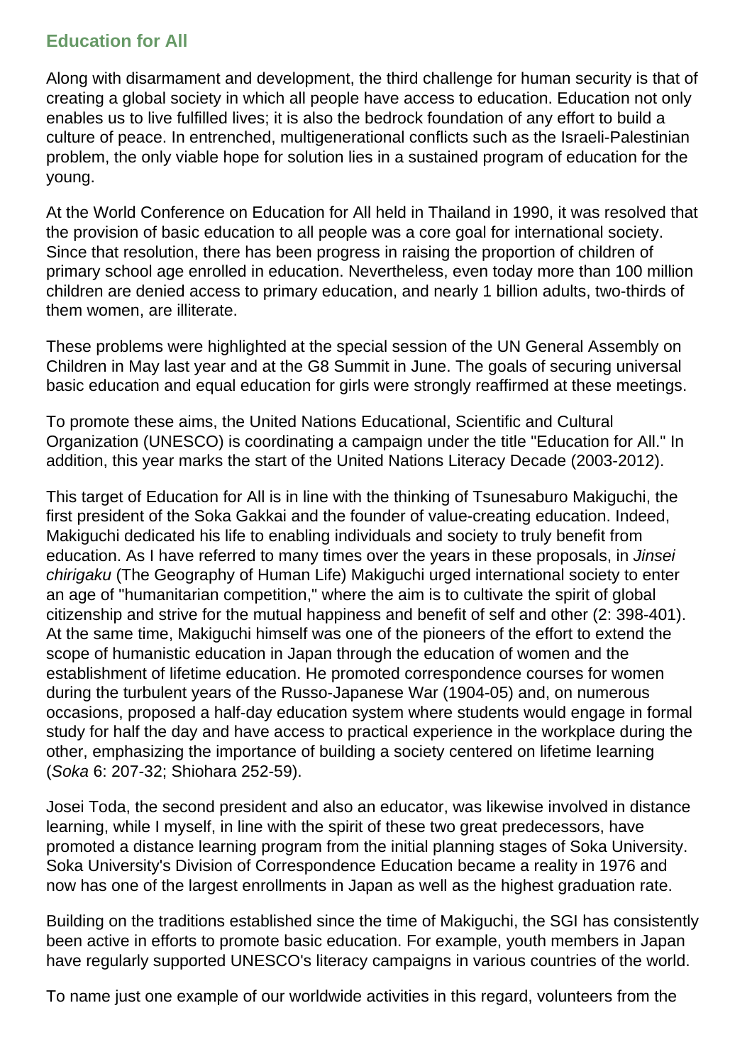## Education for All

Along with disarmament and development, the third challenge for human security is that of creating a global society in which all people have access to education. Education not only enables us to live fulfilled lives; it is also the bedrock foundation of any effort to build a culture of peace. In entrenched, multigenerational conflicts such as the Israeli-Palestinian problem, the only viable hope for solution lies in a sustained program of education for the young.

At the World Conference on Education for All held in Thailand in 1990, it was resolved that the provision of basic education to all people was a core goal for international society. Since that resolution, there has been progress in raising the proportion of children of primary school age enrolled in education. Nevertheless, even today more than 100 million children are denied access to primary education, and nearly 1 billion adults, two-thirds of them women, are illiterate.

These problems were highlighted at the special session of the UN General Assembly on Children in May last year and at the G8 Summit in June. The goals of securing universal basic education and equal education for girls were strongly reaffirmed at these meetings.

To promote these aims, the United Nations Educational, Scientific and Cultural Organization (UNESCO) is coordinating a campaign under the title "Education for All." In addition, this year marks the start of the United Nations Literacy Decade (2003-2012).

This target of Education for All is in line with the thinking of Tsunesaburo Makiguchi, the first president of the Soka Gakkai and the founder of value-creating education. Indeed, Makiguchi dedicated his life to enabling individuals and society to truly benefit from education. As I have referred to many times over the years in these proposals, in *Jinsei chirigaku* (The Geography of Human Life) Makiguchi urged international society to enter an age of "humanitarian competition," where the aim is to cultivate the spirit of global citizenship and strive for the mutual happiness and benefit of self and other (2: 398-401). At the same time, Makiguchi himself was one of the pioneers of the effort to extend the scope of humanistic education in Japan through the education of women and the establishment of lifetime education. He promoted correspondence courses for women during the turbulent years of the Russo-Japanese War (1904-05) and, on numerous occasions, proposed a half-day education system where students would engage in formal study for half the day and have access to practical experience in the workplace during the other, emphasizing the importance of building a society centered on lifetime learning (*Soka* 6: 207-32; Shiohara 252-59).

Josei Toda, the second president and also an educator, was likewise involved in distance learning, while I myself, in line with the spirit of these two great predecessors, have promoted a distance learning program from the initial planning stages of Soka University. Soka University's Division of Correspondence Education became a reality in 1976 and now has one of the largest enrollments in Japan as well as the highest graduation rate.

Building on the traditions established since the time of Makiguchi, the SGI has consistently been active in efforts to promote basic education. For example, youth members in Japan have regularly supported UNESCO's literacy campaigns in various countries of the world.

To name just one example of our worldwide activities in this regard, volunteers from the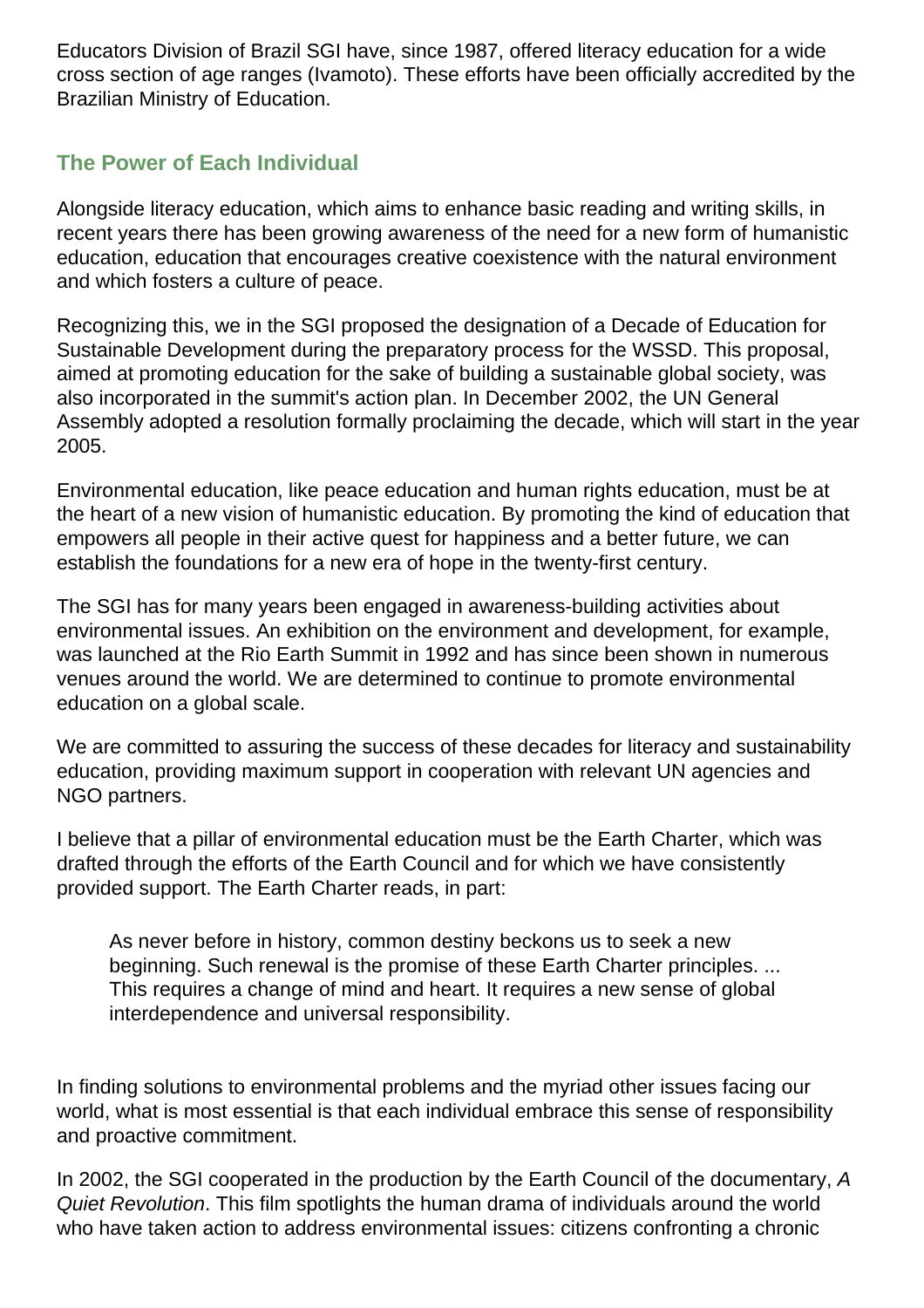Educators Division of Brazil SGI have, since 1987, offered literacy education for a wide cross section of age ranges (Ivamoto). These efforts have been officially accredited by the Brazilian Ministry of Education.

## The Power of Each Individual

Alongside literacy education, which aims to enhance basic reading and writing skills, in recent years there has been growing awareness of the need for a new form of humanistic education, education that encourages creative coexistence with the natural environment and which fosters a culture of peace.

Recognizing this, we in the SGI proposed the designation of a Decade of Education for Sustainable Development during the preparatory process for the WSSD. This proposal, aimed at promoting education for the sake of building a sustainable global society, was also incorporated in the summit's action plan. In December 2002, the UN General Assembly adopted a resolution formally proclaiming the decade, which will start in the year 2005.

Environmental education, like peace education and human rights education, must be at the heart of a new vision of humanistic education. By promoting the kind of education that empowers all people in their active quest for happiness and a better future, we can establish the foundations for a new era of hope in the twenty-first century.

The SGI has for many years been engaged in awareness-building activities about environmental issues. An exhibition on the environment and development, for example, was launched at the Rio Earth Summit in 1992 and has since been shown in numerous venues around the world. We are determined to continue to promote environmental education on a global scale.

We are committed to assuring the success of these decades for literacy and sustainability education, providing maximum support in cooperation with relevant UN agencies and NGO partners.

I believe that a pillar of environmental education must be the Earth Charter, which was drafted through the efforts of the Earth Council and for which we have consistently provided support. The Earth Charter reads, in part:

> As never before in history, common destiny beckons us to seek a new beginning. Such renewal is the promise of these Earth Charter principles. ... This requires a change of mind and heart. It requires a new sense of global interdependence and universal responsibility.

In finding solutions to environmental problems and the myriad other issues facing our world, what is most essential is that each individual embrace this sense of responsibility and proactive commitment.

In 2002, the SGI cooperated in the production by the Earth Council of the documentary, *A Quiet Revolution*. This film spotlights the human drama of individuals around the world who have taken action to address environmental issues: citizens confronting a chronic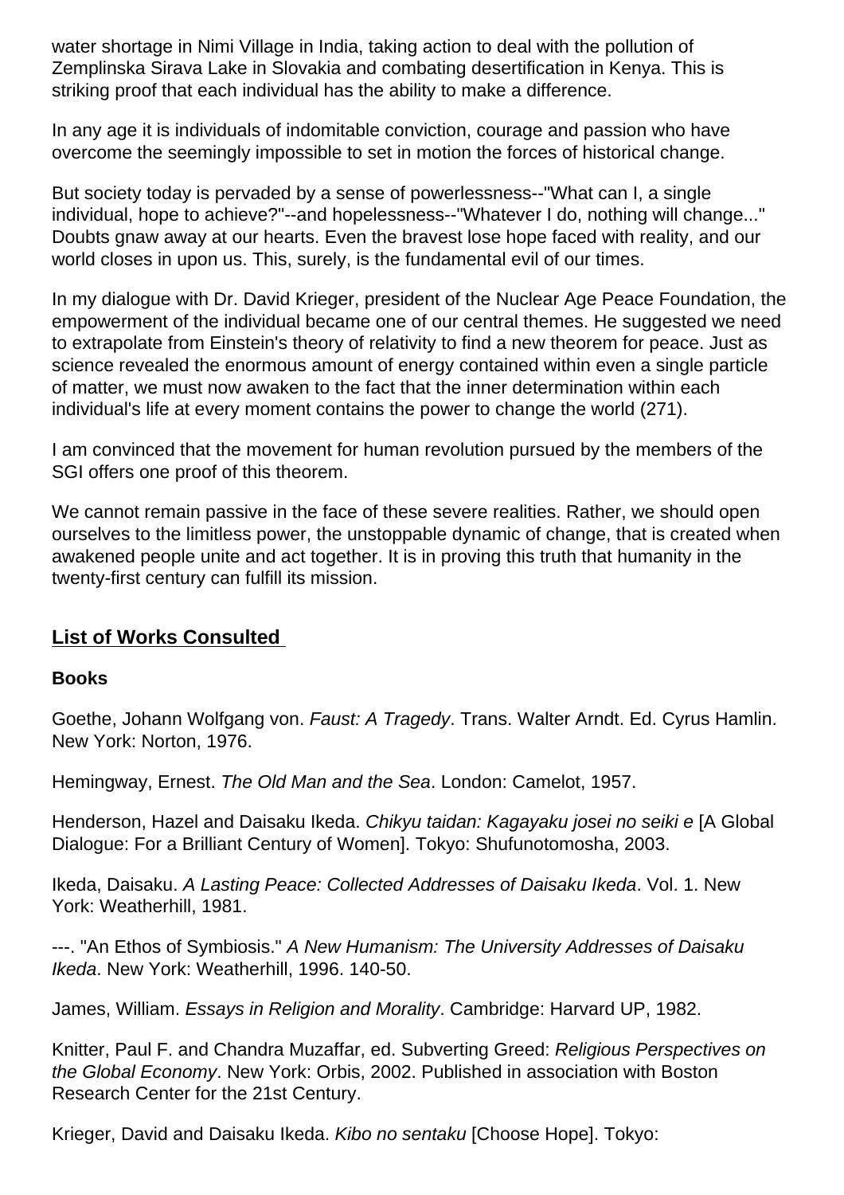water shortage in Nimi Village in India, taking action to deal with the pollution of Zemplinska Sirava Lake in Slovakia and combating desertification in Kenya. This is striking proof that each individual has the ability to make a difference.

In any age it is individuals of indomitable conviction, courage and passion who have overcome the seemingly impossible to set in motion the forces of historical change.

But society today is pervaded by a sense of powerlessness--"What can I, a single individual, hope to achieve?"--and hopelessness--"Whatever I do, nothing will change..." Doubts gnaw away at our hearts. Even the bravest lose hope faced with reality, and our world closes in upon us. This, surely, is the fundamental evil of our times.

In my dialogue with Dr. David Krieger, president of the Nuclear Age Peace Foundation, the empowerment of the individual became one of our central themes. He suggested we need to extrapolate from Einstein's theory of relativity to find a new theorem for peace. Just as science revealed the enormous amount of energy contained within even a single particle of matter, we must now awaken to the fact that the inner determination within each individual's life at every moment contains the power to change the world (271).

I am convinced that the movement for human revolution pursued by the members of the SGI offers one proof of this theorem.

We cannot remain passive in the face of these severe realities. Rather, we should open ourselves to the limitless power, the unstoppable dynamic of change, that is created when awakened people unite and act together. It is in proving this truth that humanity in the twenty-first century can fulfill its mission.

## List of Works Consulted

### Books

Goethe, Johann Wolfgang von. *Faust: A Tragedy*. Trans. Walter Arndt. Ed. Cyrus Hamlin. New York: Norton, 1976.

Hemingway, Ernest. *The Old Man and the Sea*. London: Camelot, 1957.

Henderson, Hazel and Daisaku Ikeda. *Chikyu taidan: Kagayaku josei no seiki e* [A Global Dialogue: For a Brilliant Century of Women]. Tokyo: Shufunotomosha, 2003.

Ikeda, Daisaku. *A Lasting Peace: Collected Addresses of Daisaku Ikeda*. Vol. 1. New York: Weatherhill, 1981.

---. "An Ethos of Symbiosis." *A New Humanism: The University Addresses of Daisaku Ikeda*. New York: Weatherhill, 1996. 140-50.

James, William. *Essays in Religion and Morality*. Cambridge: Harvard UP, 1982.

Knitter, Paul F. and Chandra Muzaffar, ed. Subverting Greed: *Religious Perspectives on the Global Economy*. New York: Orbis, 2002. Published in association with Boston Research Center for the 21st Century.

Krieger, David and Daisaku Ikeda. *Kibo no sentaku* [Choose Hope]. Tokyo: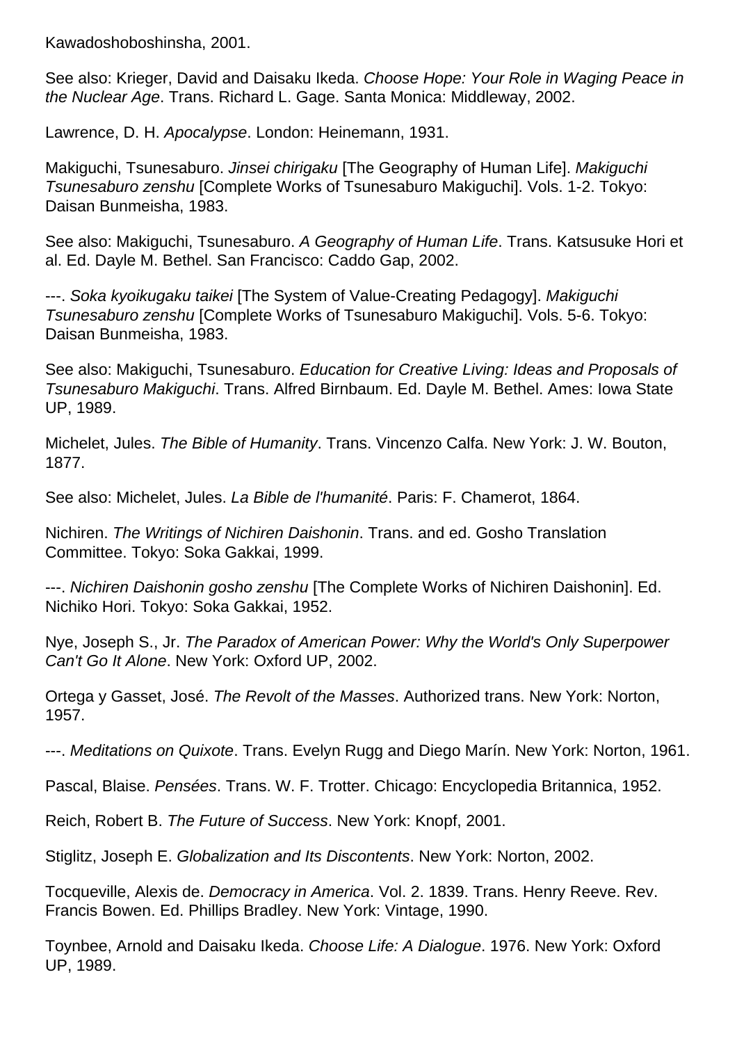Kawadoshoboshinsha, 2001.

See also: Krieger, David and Daisaku Ikeda. *Choose Hope: Your Role in Waging Peace in the Nuclear Age*. Trans. Richard L. Gage. Santa Monica: Middleway, 2002.

Lawrence, D. H. *Apocalypse*. London: Heinemann, 1931.

Makiguchi, Tsunesaburo. *Jinsei chirigaku* [The Geography of Human Life]. *Makiguchi Tsunesaburo zenshu* [Complete Works of Tsunesaburo Makiguchi]. Vols. 1-2. Tokyo: Daisan Bunmeisha, 1983.

See also: Makiguchi, Tsunesaburo. *A Geography of Human Life*. Trans. Katsusuke Hori et al. Ed. Dayle M. Bethel. San Francisco: Caddo Gap, 2002.

---. *Soka kyoikugaku taikei* [The System of Value-Creating Pedagogy]. *Makiguchi Tsunesaburo zenshu* [Complete Works of Tsunesaburo Makiguchi]. Vols. 5-6. Tokyo: Daisan Bunmeisha, 1983.

See also: Makiguchi, Tsunesaburo. *Education for Creative Living: Ideas and Proposals of Tsunesaburo Makiguchi*. Trans. Alfred Birnbaum. Ed. Dayle M. Bethel. Ames: Iowa State UP, 1989.

Michelet, Jules. *The Bible of Humanity*. Trans. Vincenzo Calfa. New York: J. W. Bouton, 1877.

See also: Michelet, Jules. *La Bible de l'humanité*. Paris: F. Chamerot, 1864.

Nichiren. *The Writings of Nichiren Daishonin*. Trans. and ed. Gosho Translation Committee. Tokyo: Soka Gakkai, 1999.

---. *Nichiren Daishonin gosho zenshu* [The Complete Works of Nichiren Daishonin]. Ed. Nichiko Hori. Tokyo: Soka Gakkai, 1952.

Nye, Joseph S., Jr. *The Paradox of American Power: Why the World's Only Superpower Can't Go It Alone*. New York: Oxford UP, 2002.

Ortega y Gasset, José. *The Revolt of the Masses*. Authorized trans. New York: Norton, 1957.

---. *Meditations on Quixote*. Trans. Evelyn Rugg and Diego Marín. New York: Norton, 1961.

Pascal, Blaise. *Pensées*. Trans. W. F. Trotter. Chicago: Encyclopedia Britannica, 1952.

Reich, Robert B. *The Future of Success*. New York: Knopf, 2001.

Stiglitz, Joseph E. *Globalization and Its Discontents*. New York: Norton, 2002.

Tocqueville, Alexis de. *Democracy in America*. Vol. 2. 1839. Trans. Henry Reeve. Rev. Francis Bowen. Ed. Phillips Bradley. New York: Vintage, 1990.

Toynbee, Arnold and Daisaku Ikeda. *Choose Life: A Dialogue*. 1976. New York: Oxford UP, 1989.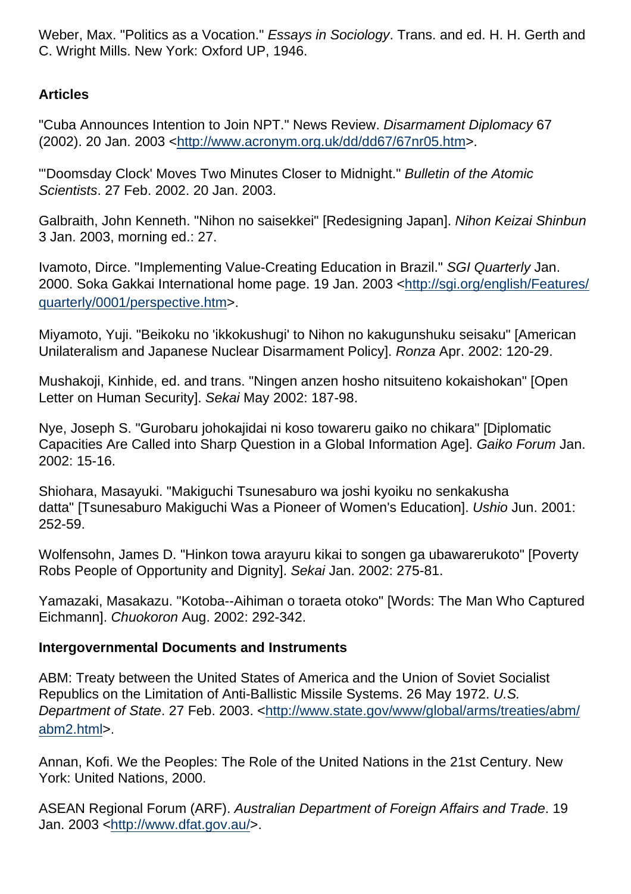Weber, Max. "Politics as a Vocation." *Essays in Sociology*. Trans. and ed. H. H. Gerth and C. Wright Mills. New York: Oxford UP, 1946.

**Articles**

"Cuba Announces Intention to Join NPT." News Review. *Disarmament Diplomacy* 67 (2002). 20 Jan. 2003 <http://www.acronym.org.uk/dd/dd67/67nr05.htm>.

"'Doomsday Clock' Moves Two Minutes Closer to Midnight." *Bulletin of the Atomic Scientists*. 27 Feb. 2002. 20 Jan. 2003.

Galbraith, John Kenneth. "Nihon no saisekkei" [Redesigning Japan]. *Nihon Keizai Shinbun* 3 Jan. 2003, morning ed.: 27.

Ivamoto, Dirce. "Implementing Value-Creating Education in Brazil." *SGI Quarterly* Jan. 2000. Soka Gakkai International home page. 19 Jan. 2003 <http://sgi.org/english/Features/quarterly/0001/perspective.htm>.

Miyamoto, Yuji. "Beikoku no 'ikkokushugi' to Nihon no kakugunshuku seisaku" [American Unilateralism and Japanese Nuclear Disarmament Policy]. *Ronza* Apr. 2002: 120-29.

Mushakoji, Kinhide, ed. and trans. "Ningen anzen hosho nitsuiteno kokaishokan" [Open Letter on Human Security]. *Sekai* May 2002: 187-98.

Nye, Joseph S. "Gurobaru johokajidai ni koso towareru gaiko no chikara" [Diplomatic Capacities Are Called into Sharp Question in a Global Information Age]. *Gaiko Forum* Jan. 2002: 15-16.

Shiohara, Masayuki. "Makiguchi Tsunesaburo wa joshi kyoiku no senkakusha datta" [Tsunesaburo Makiguchi Was a Pioneer of Women's Education]. *Ushio* Jun. 2001: 252-59.

Wolfensohn, James D. "Hinkon towa arayuru kikai to songen ga ubawarerukoto" [Poverty Robs People of Opportunity and Dignity]. *Sekai* Jan. 2002: 275-81.

Yamazaki, Masakazu. "Kotoba--Aihiman o toraeta otoko" [Words: The Man Who Captured Eichmann]. *Chuokoron* Aug. 2002: 292-342.

**Intergovernmental Documents and Instruments**

ABM: Treaty between the United States of America and the Union of Soviet Socialist Republics on the Limitation of Anti-Ballistic Missile Systems. 26 May 1972. *U.S. Department of State*. 27 Feb. 2003. <http://www.state.gov/www/global/arms/treaties/abm/abm2.html>.

Annan, Kofi. We the Peoples: The Role of the United Nations in the 21st Century. New York: United Nations, 2000.

ASEAN Regional Forum (ARF). *Australian Department of Foreign Affairs and Trade*. 19 Jan. 2003 <http://www.dfat.gov.au/>.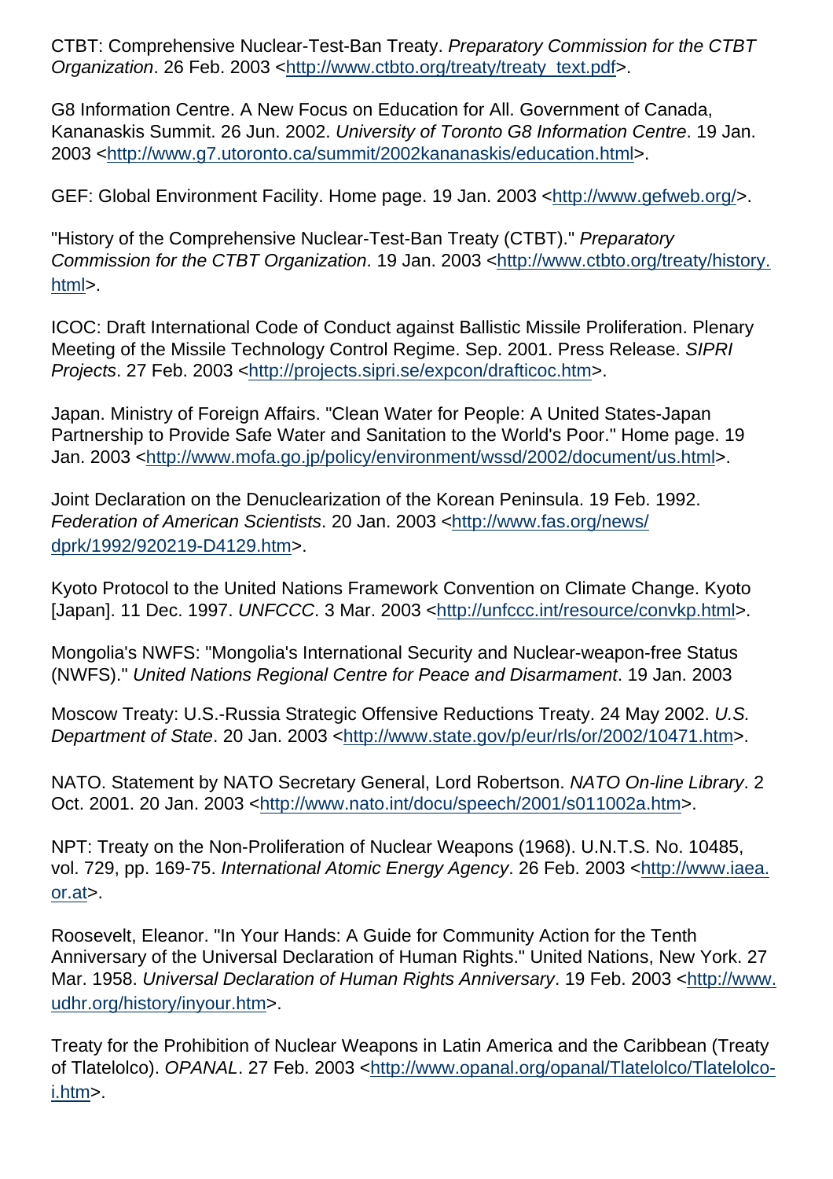CTBT: Comprehensive Nuclear-Test-Ban Treaty. *Preparatory Commission for the CTBT Organization*. 26 Feb. 2003 <http://www.ctbto.org/treaty/treaty_text.pdf>.

G8 Information Centre. A New Focus on Education for All. Government of Canada, Kananaskis Summit. 26 Jun. 2002. *University of Toronto G8 Information Centre*. 19 Jan. 2003 <http://www.g7.utoronto.ca/summit/2002kananaskis/education.html>.

GEF: Global Environment Facility. Home page. 19 Jan. 2003 <http://www.gefweb.org/>.

"History of the Comprehensive Nuclear-Test-Ban Treaty (CTBT)." *Preparatory Commission for the CTBT Organization*. 19 Jan. 2003 <http://www.ctbto.org/treaty/history.html>.

ICOC: Draft International Code of Conduct against Ballistic Missile Proliferation. Plenary Meeting of the Missile Technology Control Regime. Sep. 2001. Press Release. *SIPRI Projects*. 27 Feb. 2003 <http://projects.sipri.se/expcon/drafticoc.htm>.

Japan. Ministry of Foreign Affairs. "Clean Water for People: A United States-Japan Partnership to Provide Safe Water and Sanitation to the World's Poor." Home page. 19 Jan. 2003 <http://www.mofa.go.jp/policy/environment/wssd/2002/document/us.html>.

Joint Declaration on the Denuclearization of the Korean Peninsula. 19 Feb. 1992. *Federation of American Scientists*. 20 Jan. 2003 <http://www.fas.org/news/dprk/1992/920219-D4129.htm>.

Kyoto Protocol to the United Nations Framework Convention on Climate Change. Kyoto [Japan]. 11 Dec. 1997. *UNFCCC*. 3 Mar. 2003 <http://unfccc.int/resource/convkp.html>.

Mongolia's NWFS: "Mongolia's International Security and Nuclear-weapon-free Status (NWFS)." *United Nations Regional Centre for Peace and Disarmament*. 19 Jan. 2003

Moscow Treaty: U.S.-Russia Strategic Offensive Reductions Treaty. 24 May 2002. *U.S. Department of State*. 20 Jan. 2003 <http://www.state.gov/p/eur/rls/or/2002/10471.htm>.

NATO. Statement by NATO Secretary General, Lord Robertson. *NATO On-line Library*. 2 Oct. 2001. 20 Jan. 2003 <http://www.nato.int/docu/speech/2001/s011002a.htm>.

NPT: Treaty on the Non-Proliferation of Nuclear Weapons (1968). U.N.T.S. No. 10485, vol. 729, pp. 169-75. *International Atomic Energy Agency*. 26 Feb. 2003 <http://www.iaea.or.at>.

Roosevelt, Eleanor. "In Your Hands: A Guide for Community Action for the Tenth Anniversary of the Universal Declaration of Human Rights." United Nations, New York. 27 Mar. 1958. *Universal Declaration of Human Rights Anniversary*. 19 Feb. 2003 <http://www.udhr.org/history/inyour.htm>.

Treaty for the Prohibition of Nuclear Weapons in Latin America and the Caribbean (Treaty of Tlatelolco). *OPANAL*. 27 Feb. 2003 <http://www.opanal.org/opanal/Tlatelolco/Tlatelolco-i.htm>.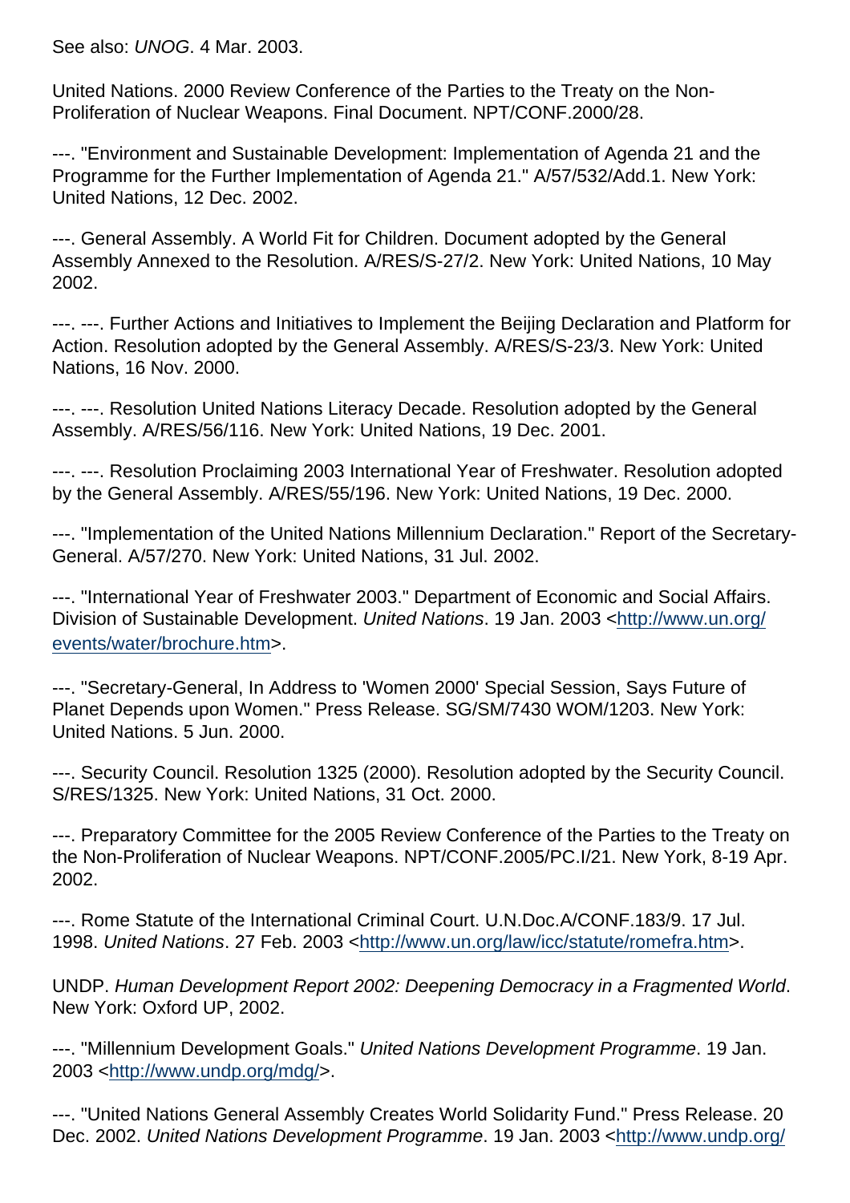See also: *UNOG*. 4 Mar. 2003.

United Nations. 2000 Review Conference of the Parties to the Treaty on the Non-Proliferation of Nuclear Weapons. Final Document. NPT/CONF.2000/28.

---. "Environment and Sustainable Development: Implementation of Agenda 21 and the Programme for the Further Implementation of Agenda 21." A/57/532/Add.1. New York: United Nations, 12 Dec. 2002.

---. General Assembly. A World Fit for Children. Document adopted by the General Assembly Annexed to the Resolution. A/RES/S-27/2. New York: United Nations, 10 May 2002.

---. ---. Further Actions and Initiatives to Implement the Beijing Declaration and Platform for Action. Resolution adopted by the General Assembly. A/RES/S-23/3. New York: United Nations, 16 Nov. 2000.

---. ---. Resolution United Nations Literacy Decade. Resolution adopted by the General Assembly. A/RES/56/116. New York: United Nations, 19 Dec. 2001.

---. ---. Resolution Proclaiming 2003 International Year of Freshwater. Resolution adopted by the General Assembly. A/RES/55/196. New York: United Nations, 19 Dec. 2000.

---. "Implementation of the United Nations Millennium Declaration." Report of the Secretary-General. A/57/270. New York: United Nations, 31 Jul. 2002.

---. "International Year of Freshwater 2003." Department of Economic and Social Affairs. Division of Sustainable Development. *United Nations*. 19 Jan. 2003 <http://www.un.org/events/water/brochure.htm>.

---. "Secretary-General, In Address to 'Women 2000' Special Session, Says Future of Planet Depends upon Women." Press Release. SG/SM/7430 WOM/1203. New York: United Nations. 5 Jun. 2000.

---. Security Council. Resolution 1325 (2000). Resolution adopted by the Security Council. S/RES/1325. New York: United Nations, 31 Oct. 2000.

---. Preparatory Committee for the 2005 Review Conference of the Parties to the Treaty on the Non-Proliferation of Nuclear Weapons. NPT/CONF.2005/PC.I/21. New York, 8-19 Apr. 2002.

---. Rome Statute of the International Criminal Court. U.N.Doc.A/CONF.183/9. 17 Jul. 1998. *United Nations*. 27 Feb. 2003 <http://www.un.org/law/icc/statute/romefra.htm>.

UNDP. *Human Development Report 2002: Deepening Democracy in a Fragmented World*. New York: Oxford UP, 2002.

---. "Millennium Development Goals." *United Nations Development Programme*. 19 Jan. 2003 <http://www.undp.org/mdg/>.

---. "United Nations General Assembly Creates World Solidarity Fund." Press Release. 20 Dec. 2002. *United Nations Development Programme*. 19 Jan. 2003 <http://www.undp.org/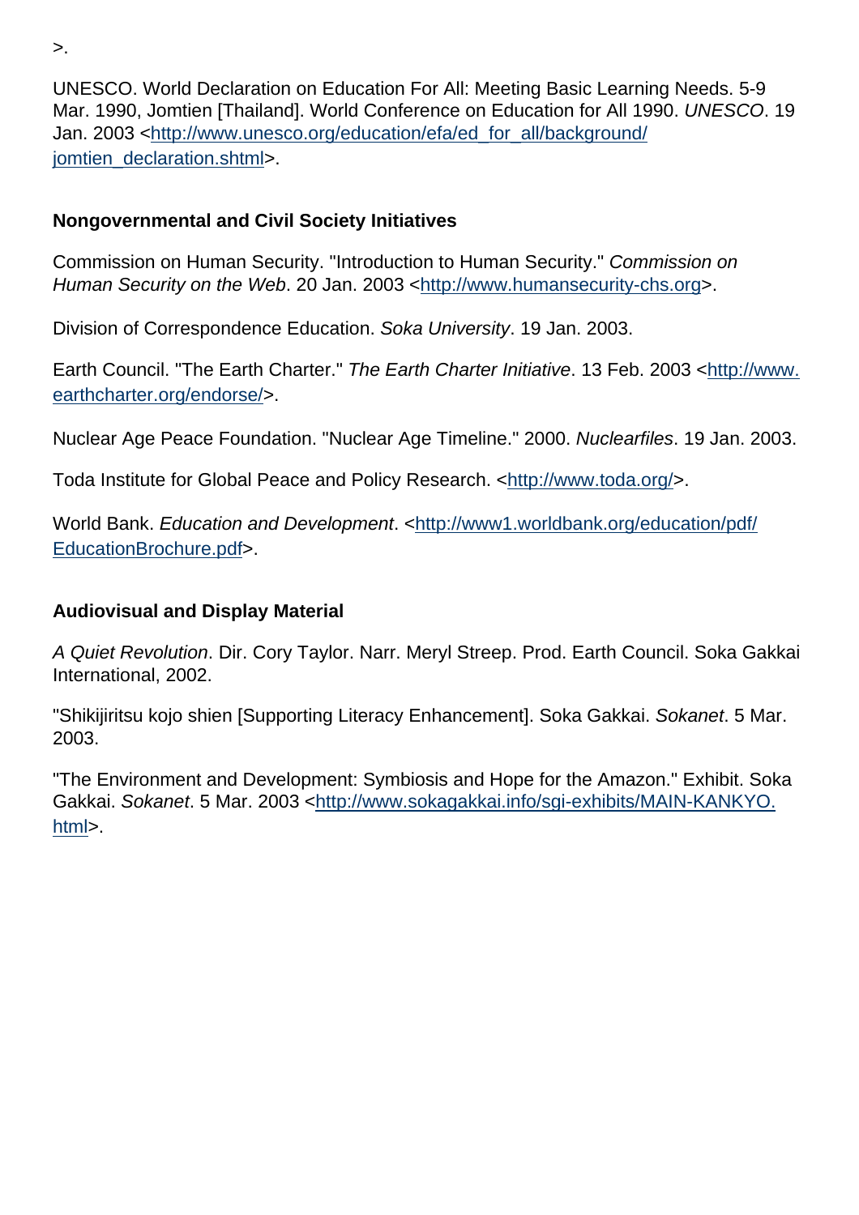>.

UNESCO. World Declaration on Education For All: Meeting Basic Learning Needs. 5-9 Mar. 1990, Jomtien [Thailand]. World Conference on Education for All 1990. *UNESCO*. 19 Jan. 2003 <http://www.unesco.org/education/efa/ed_for_all/background/jomtien_declaration.shtml>.

**Nongovernmental and Civil Society Initiatives**

Commission on Human Security. "Introduction to Human Security." *Commission on Human Security on the Web*. 20 Jan. 2003 <http://www.humansecurity-chs.org>.

Division of Correspondence Education. *Soka University*. 19 Jan. 2003.

Earth Council. "The Earth Charter." *The Earth Charter Initiative*. 13 Feb. 2003 <http://www.earthcharter.org/endorse/>.

Nuclear Age Peace Foundation. "Nuclear Age Timeline." 2000. *Nuclearfiles*. 19 Jan. 2003.

Toda Institute for Global Peace and Policy Research. <http://www.toda.org/>.

World Bank. *Education and Development*. <http://www1.worldbank.org/education/pdf/EducationBrochure.pdf>.

**Audiovisual and Display Material**

*A Quiet Revolution*. Dir. Cory Taylor. Narr. Meryl Streep. Prod. Earth Council. Soka Gakkai International, 2002.

"Shikijiritsu kojo shien [Supporting Literacy Enhancement]. Soka Gakkai. *Sokanet*. 5 Mar. 2003.

"The Environment and Development: Symbiosis and Hope for the Amazon." Exhibit. Soka Gakkai. *Sokanet*. 5 Mar. 2003 <http://www.sokagakkai.info/sgi-exhibits/MAIN-KANKYO.html>.